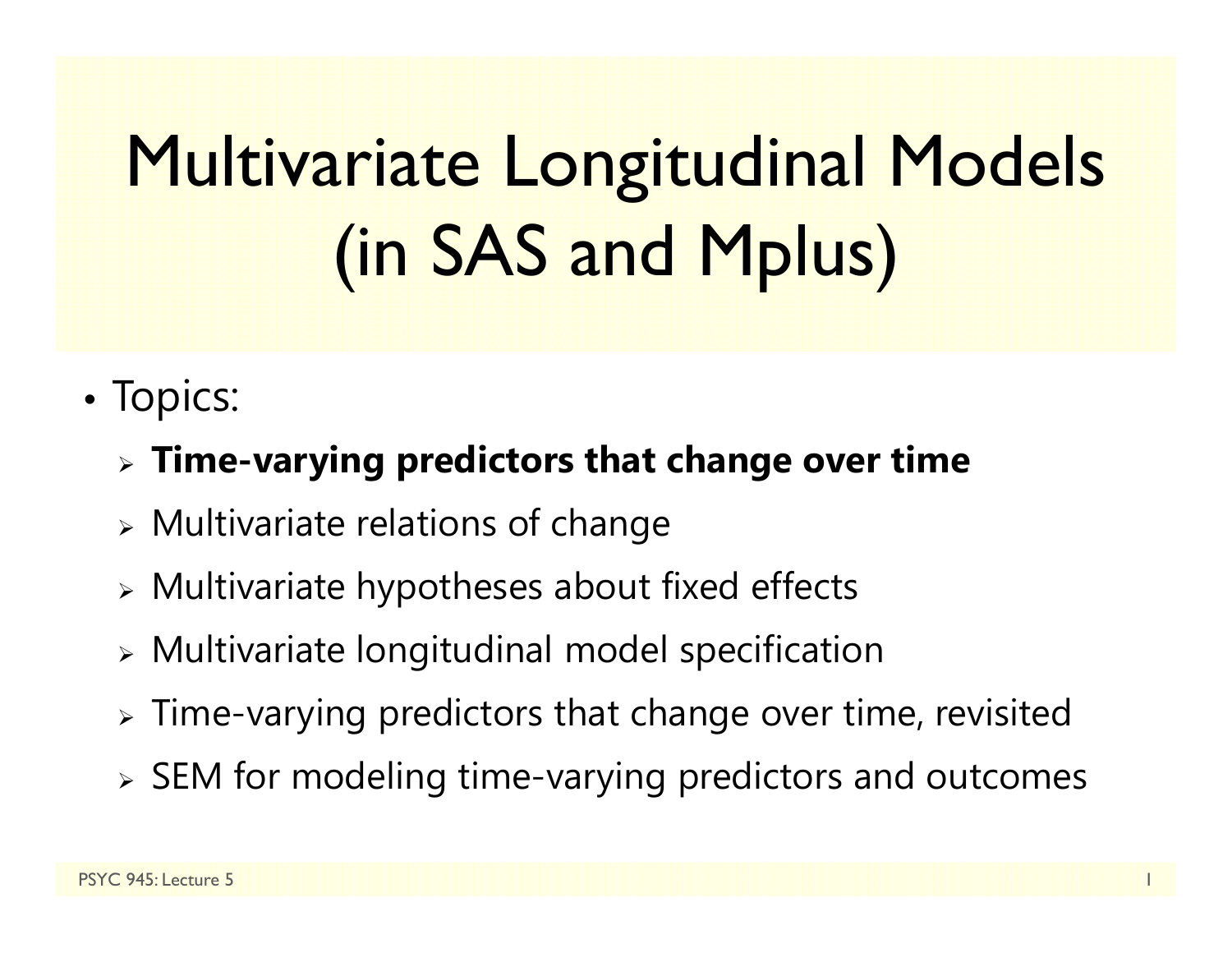# Multivariate Longitudinal Models (in SAS and Mplus)

- Topics:
  - **Time-varying predictors that change over time**
  - Multivariate relations of change
  - Multivariate hypotheses about fixed effects
  - Multivariate longitudinal model specification
  - Time-varying predictors that change over time, revisited
  - SEM for modeling time-varying predictors and outcomes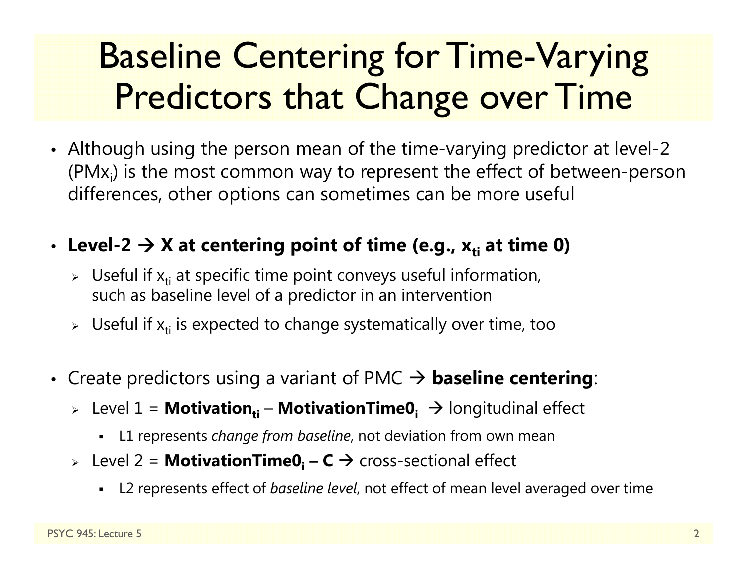# Baseline Centering for Time-Varying Predictors that Change over Time

- Although using the person mean of the time-varying predictor at level-2 ($PMx_i$) is the most common way to represent the effect of between-person differences, other options can sometimes can be more useful

- **Level-2 → X at centering point of time (e.g., $x_{ti}$ at time 0)**
  - Useful if $x_{ti}$ at specific time point conveys useful information, such as baseline level of a predictor in an intervention
  - Useful if $x_{ti}$ is expected to change systematically over time, too

- Create predictors using a variant of PMC → **baseline centering**:
  - Level 1 = $\mathbf{Motivation_{ti}}$ – $\mathbf{MotivationTime0_i}$ → longitudinal effect
    - L1 represents *change from baseline*, not deviation from own mean
  - Level 2 = $\mathbf{MotivationTime0_i}$ **– C** → cross-sectional effect
    - L2 represents effect of *baseline level*, not effect of mean level averaged over time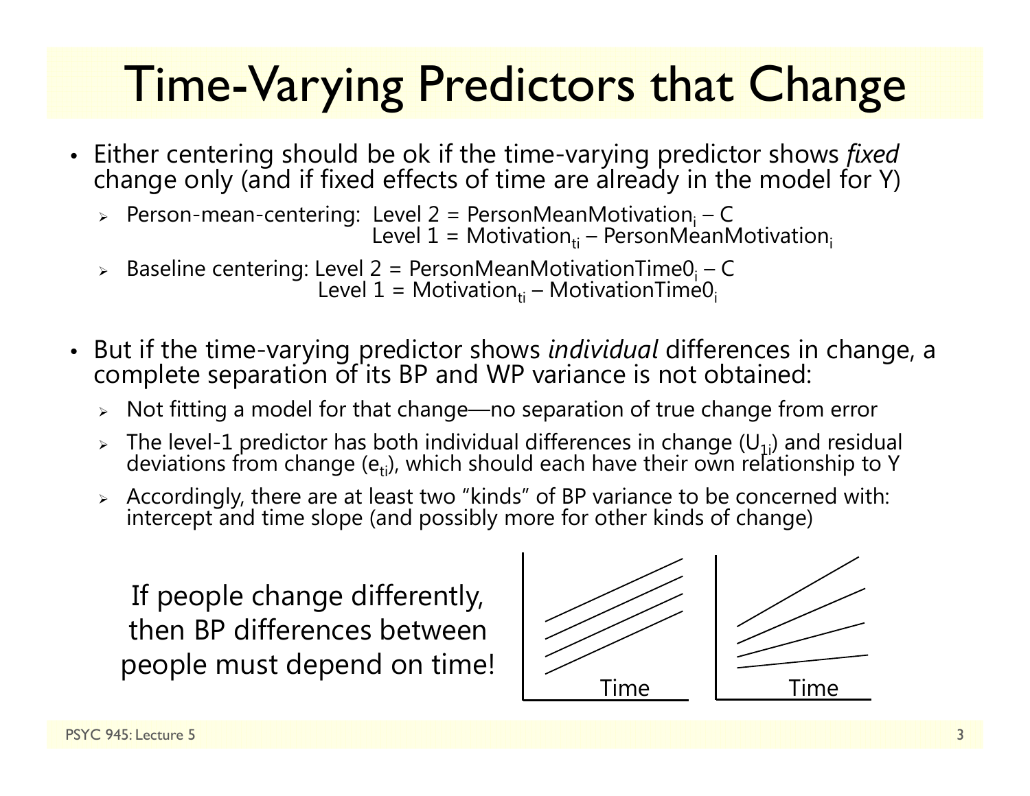# Time-Varying Predictors that Change

- Either centering should be ok if the time-varying predictor shows *fixed* change only (and if fixed effects of time are already in the model for Y)
  - Person-mean-centering: Level 2 = $\text{PersonMeanMotivation}_i - C$
    Level 1 = $\text{Motivation}_{ti} - \text{PersonMeanMotivation}_i$
  - Baseline centering: Level 2 = $\text{PersonMeanMotivationTime0}_i - C$
    Level 1 = $\text{Motivation}_{ti} - \text{MotivationTime0}_i$

- But if the time-varying predictor shows *individual* differences in change, a complete separation of its BP and WP variance is not obtained:
  - Not fitting a model for that change—no separation of true change from error
  - The level-1 predictor has both individual differences in change ($U_{1i}$) and residual deviations from change ($e_{ti}$), which should each have their own relationship to Y
  - Accordingly, there are at least two "kinds" of BP variance to be concerned with: intercept and time slope (and possibly more for other kinds of change)

If people change differently, then BP differences between people must depend on time!

Time

Time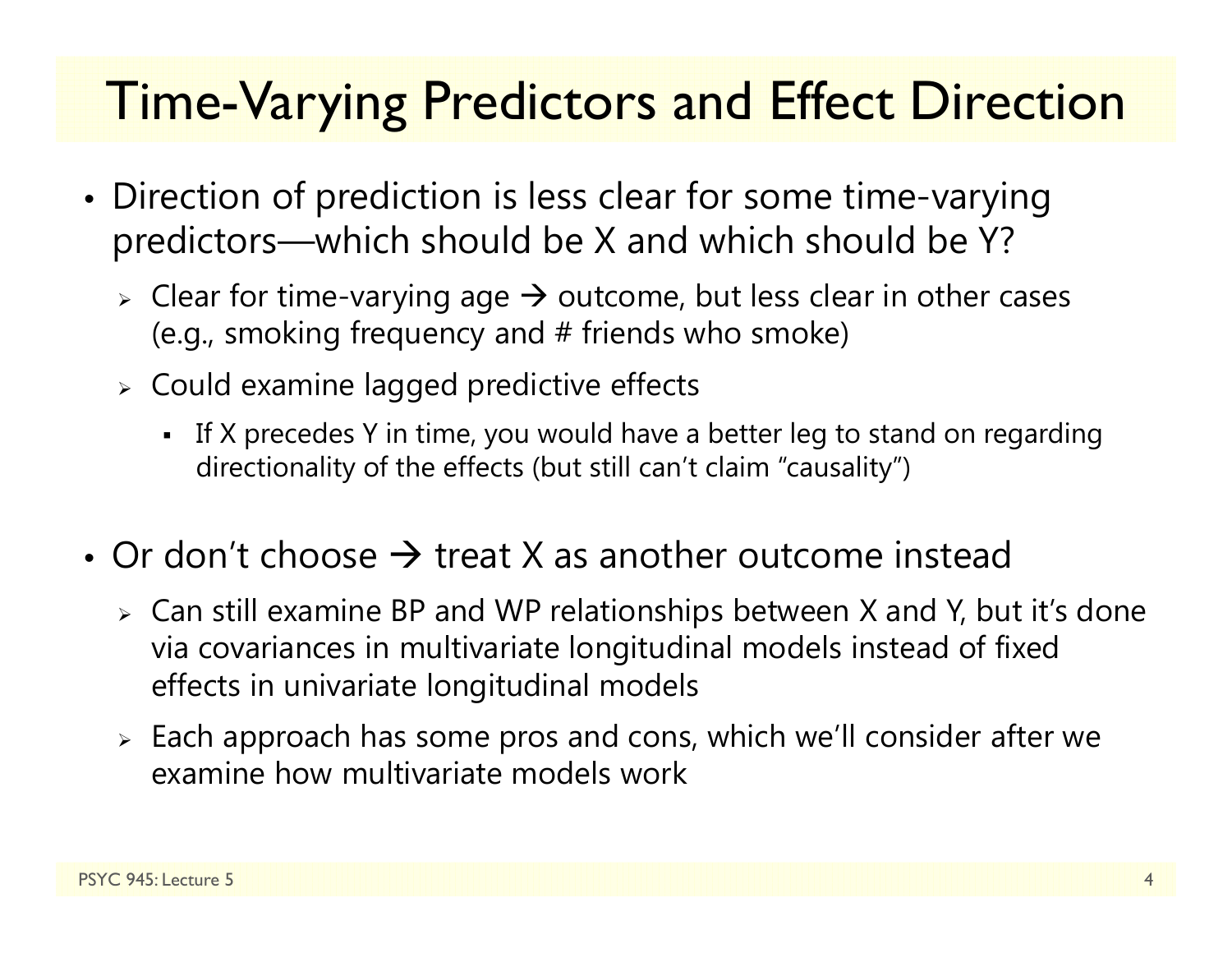# Time-Varying Predictors and Effect Direction

- Direction of prediction is less clear for some time-varying predictors—which should be X and which should be Y?
  - Clear for time-varying age → outcome, but less clear in other cases (e.g., smoking frequency and # friends who smoke)
  - Could examine lagged predictive effects
    - If X precedes Y in time, you would have a better leg to stand on regarding directionality of the effects (but still can't claim "causality")
- Or don't choose → treat X as another outcome instead
  - Can still examine BP and WP relationships between X and Y, but it's done via covariances in multivariate longitudinal models instead of fixed effects in univariate longitudinal models
  - Each approach has some pros and cons, which we'll consider after we examine how multivariate models work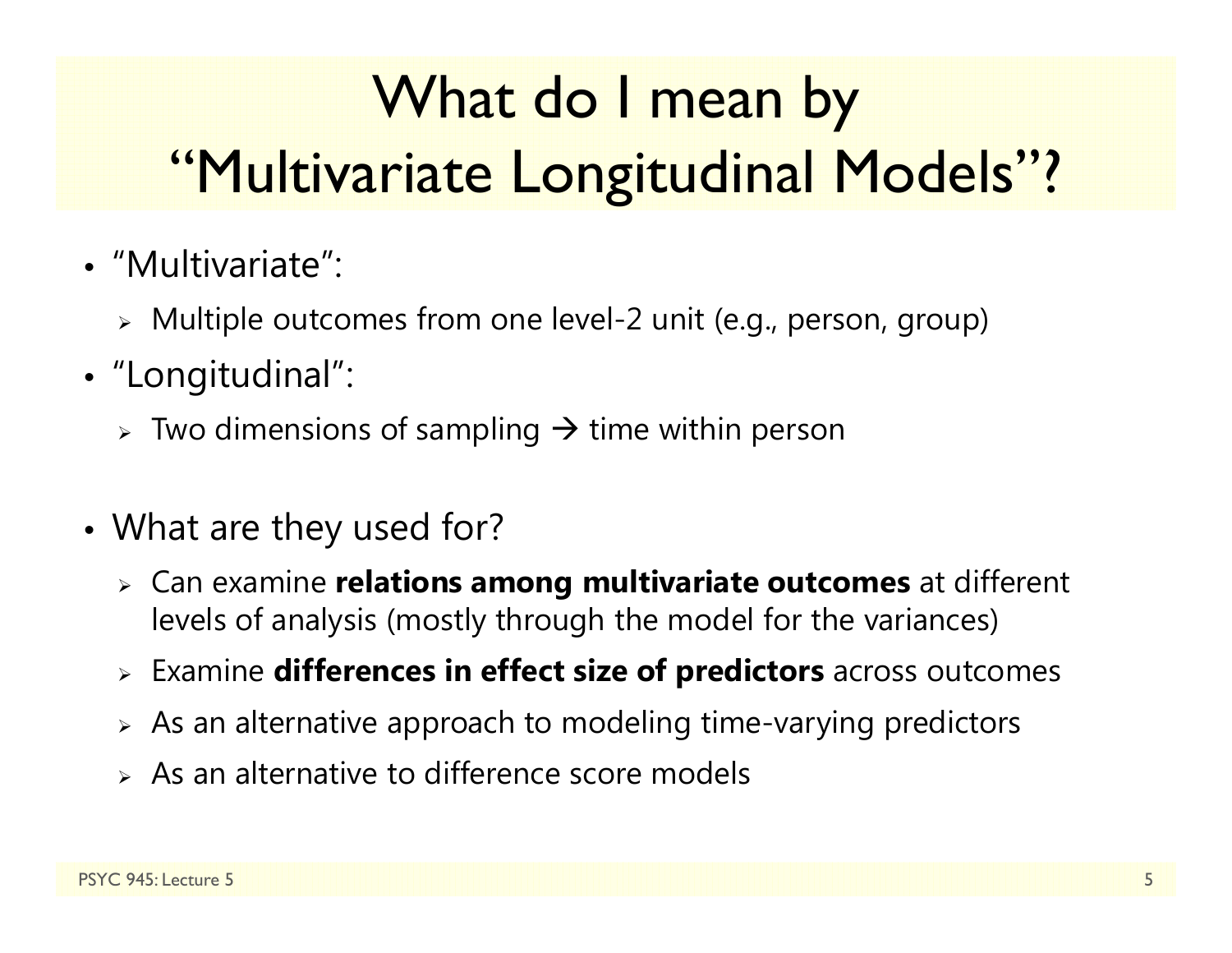# What do I mean by "Multivariate Longitudinal Models"?

- "Multivariate":
  - Multiple outcomes from one level-2 unit (e.g., person, group)
- "Longitudinal":
  - Two dimensions of sampling → time within person

- What are they used for?
  - Can examine **relations among multivariate outcomes** at different levels of analysis (mostly through the model for the variances)
  - Examine **differences in effect size of predictors** across outcomes
  - As an alternative approach to modeling time-varying predictors
  - As an alternative to difference score models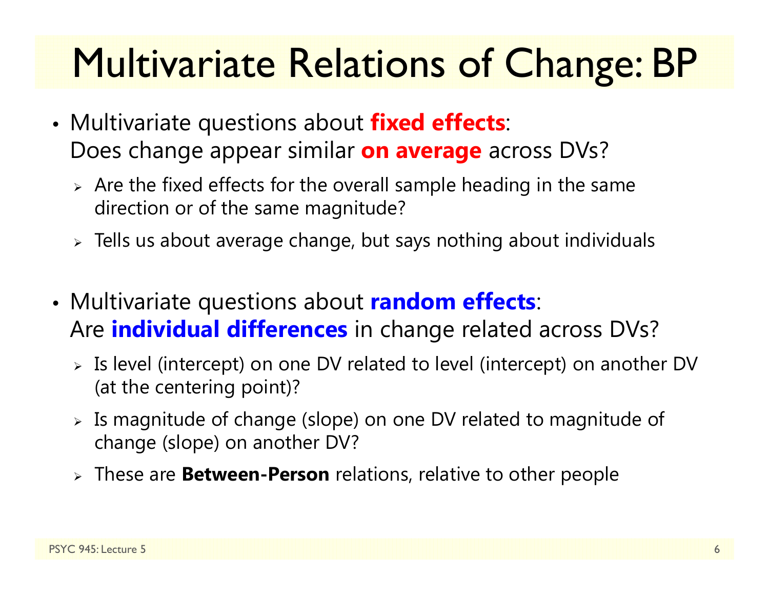# Multivariate Relations of Change: BP

- Multivariate questions about **fixed effects**:
  Does change appear similar **on average** across DVs?
  - Are the fixed effects for the overall sample heading in the same direction or of the same magnitude?
  - Tells us about average change, but says nothing about individuals

- Multivariate questions about **random effects**:
  Are **individual differences** in change related across DVs?
  - Is level (intercept) on one DV related to level (intercept) on another DV (at the centering point)?
  - Is magnitude of change (slope) on one DV related to magnitude of change (slope) on another DV?
  - These are **Between-Person** relations, relative to other people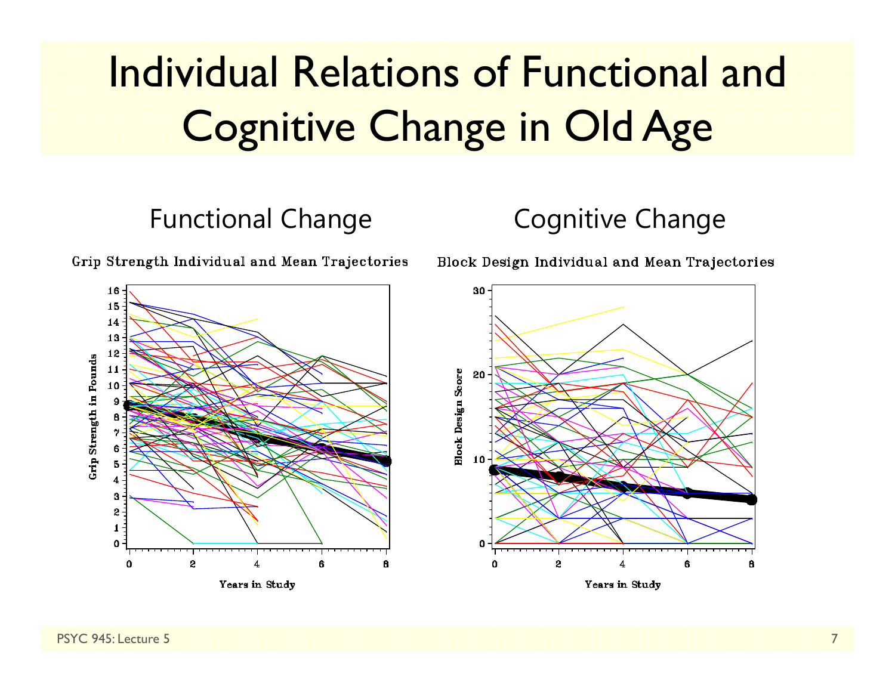# Individual Relations of Functional and Cognitive Change in Old Age

## Functional Change

Grip Strength Individual and Mean Trajectories

## Cognitive Change

Block Design Individual and Mean Trajectories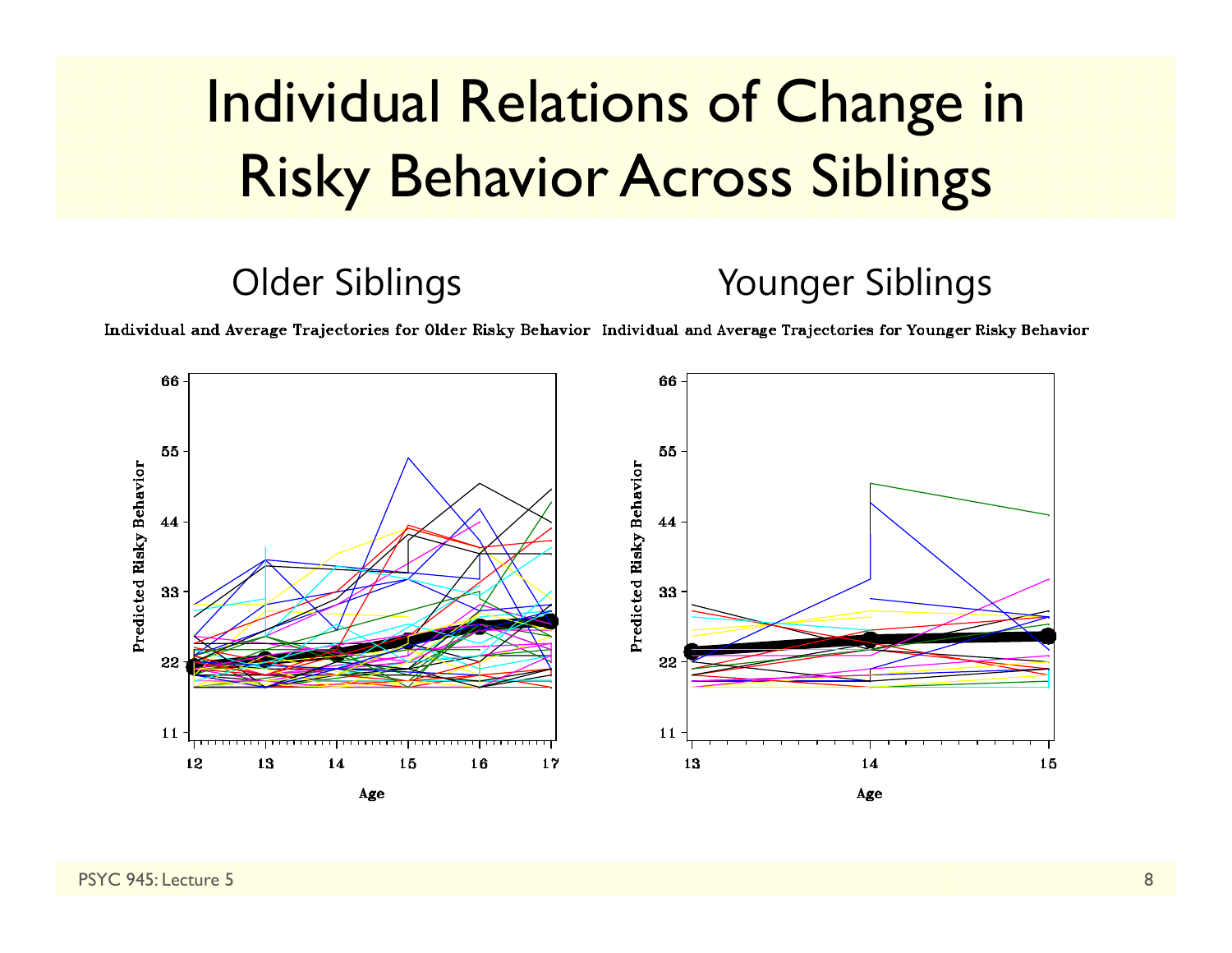# Individual Relations of Change in Risky Behavior Across Siblings

Older Siblings

Younger Siblings

Individual and Average Trajectories for Older Risky Behavior

Individual and Average Trajectories for Younger Risky Behavior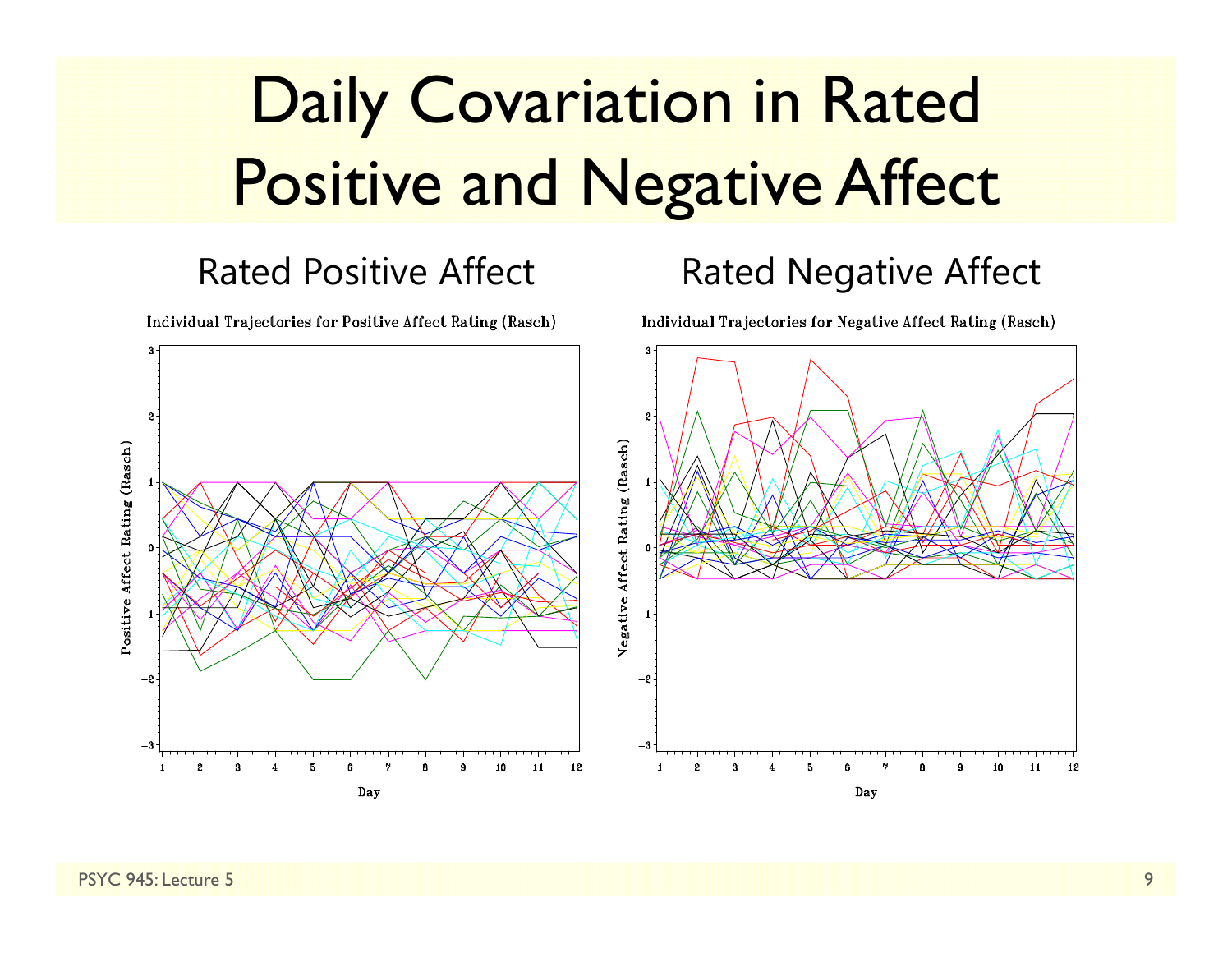# Daily Covariation in Rated Positive and Negative Affect

Rated Positive Affect

Rated Negative Affect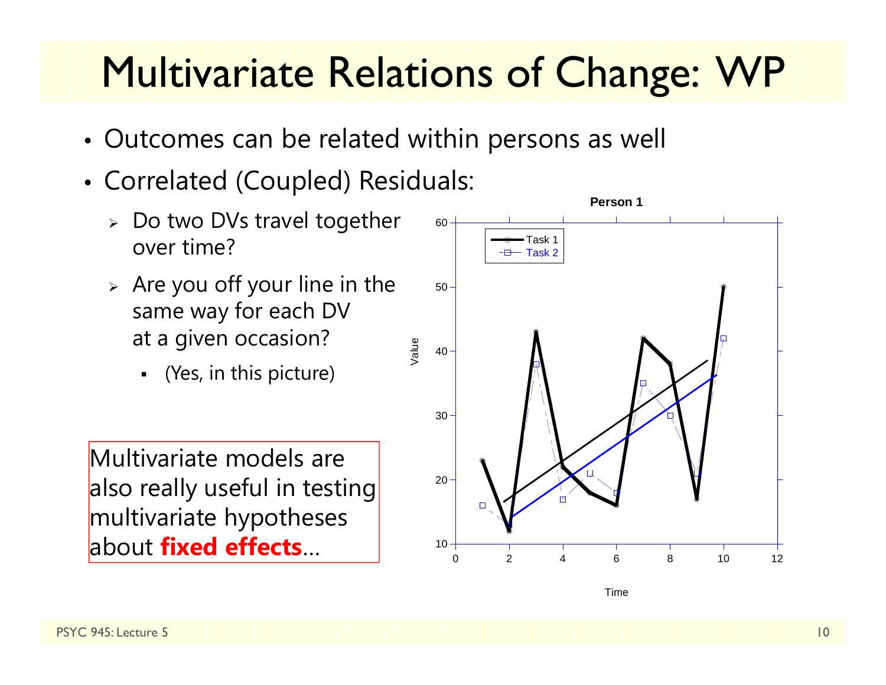# Multivariate Relations of Change: WP

- Outcomes can be related within persons as well
- Correlated (Coupled) Residuals:
  - Do two DVs travel together over time?
  - Are you off your line in the same way for each DV at a given occasion?
    - (Yes, in this picture)

Multivariate models are also really useful in testing multivariate hypotheses about **fixed effects**…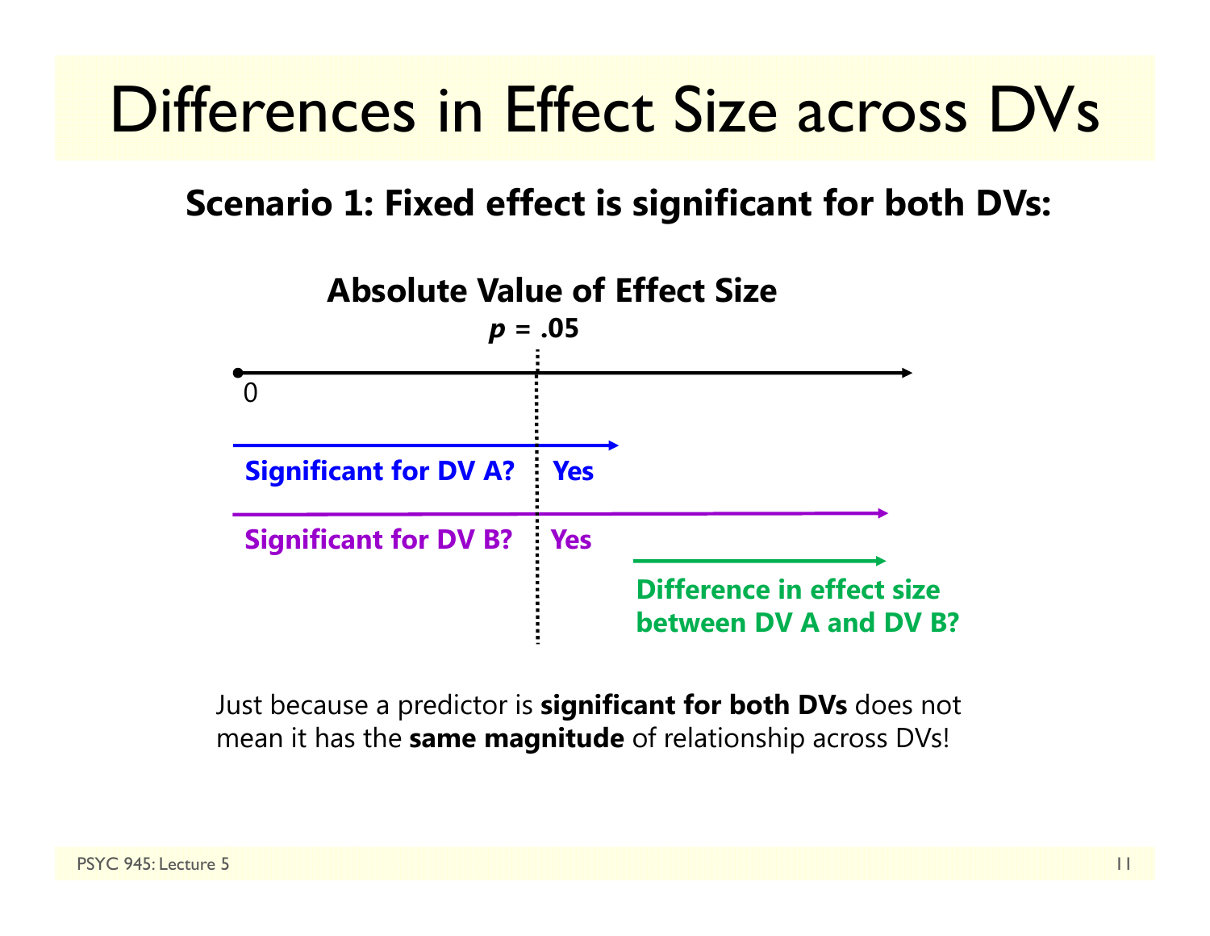# Differences in Effect Size across DVs

**Scenario 1: Fixed effect is significant for both DVs:**

**Absolute Value of Effect Size**

***p* = .05**

0

**Significant for DV A?** **Yes**

**Significant for DV B?** **Yes**

**Difference in effect size between DV A and DV B?**

Just because a predictor is **significant for both DVs** does not mean it has the **same magnitude** of relationship across DVs!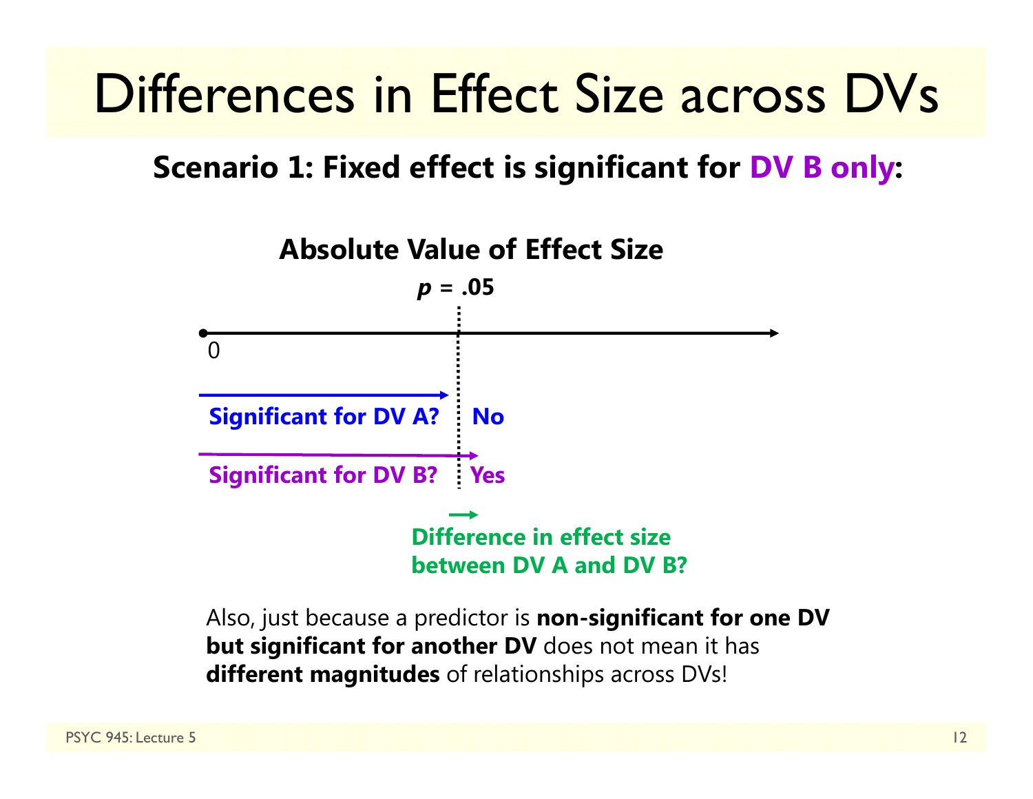# Differences in Effect Size across DVs

**Scenario 1: Fixed effect is significant for DV B only:**

**Absolute Value of Effect Size**

***p* = .05**

0

**Significant for DV A?** **No**

**Significant for DV B?** **Yes**

**Difference in effect size between DV A and DV B?**

Also, just because a predictor is **non-significant for one DV but significant for another DV** does not mean it has **different magnitudes** of relationships across DVs!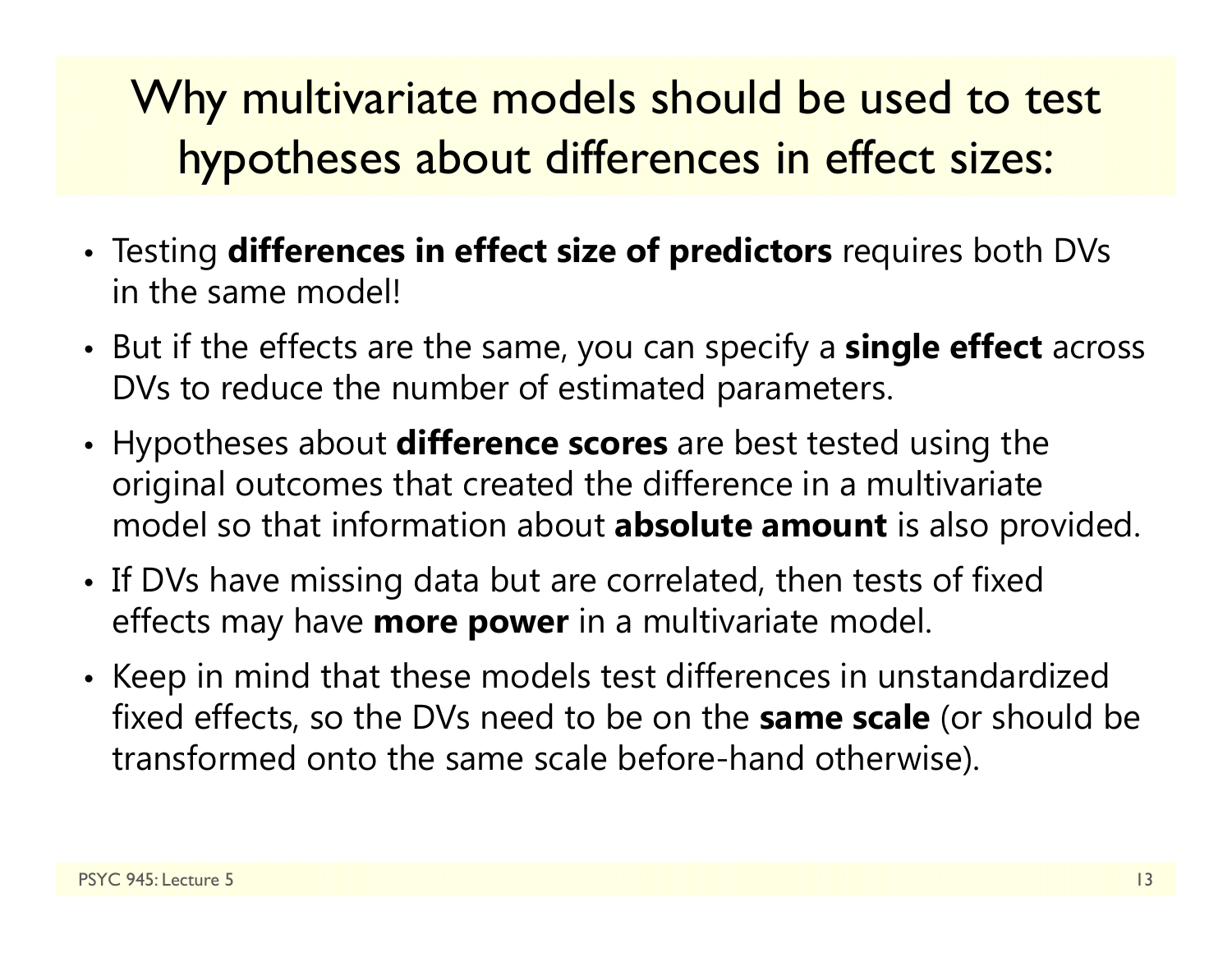# Why multivariate models should be used to test hypotheses about differences in effect sizes:

- Testing **differences in effect size of predictors** requires both DVs in the same model!
- But if the effects are the same, you can specify a **single effect** across DVs to reduce the number of estimated parameters.
- Hypotheses about **difference scores** are best tested using the original outcomes that created the difference in a multivariate model so that information about **absolute amount** is also provided.
- If DVs have missing data but are correlated, then tests of fixed effects may have **more power** in a multivariate model.
- Keep in mind that these models test differences in unstandardized fixed effects, so the DVs need to be on the **same scale** (or should be transformed onto the same scale before-hand otherwise).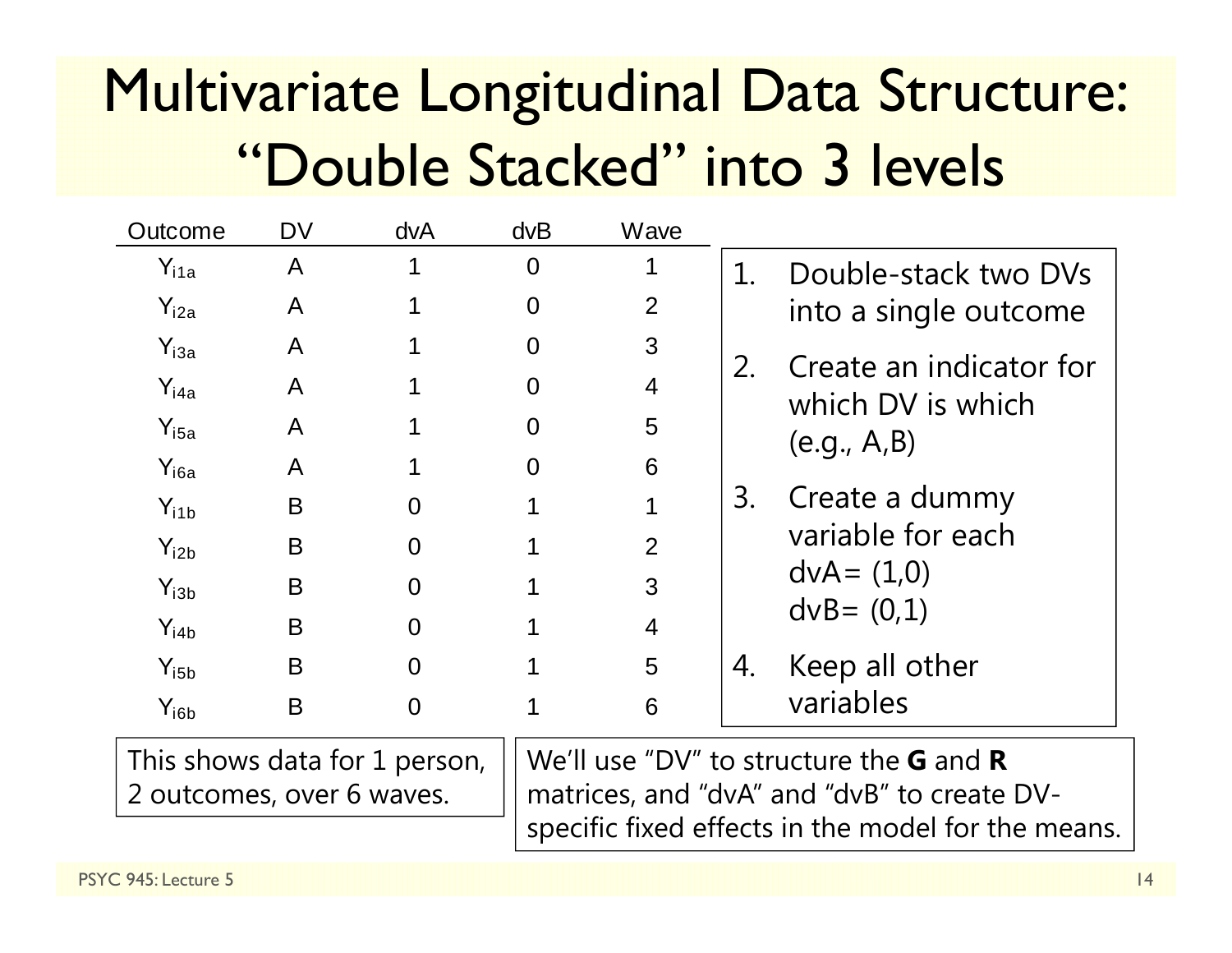# Multivariate Longitudinal Data Structure: "Double Stacked" into 3 levels

| Outcome | DV | dvA | dvB | Wave |
|---|---|---|---|---|
| $Y_{i1a}$ | A | 1 | 0 | 1 |
| $Y_{i2a}$ | A | 1 | 0 | 2 |
| $Y_{i3a}$ | A | 1 | 0 | 3 |
| $Y_{i4a}$ | A | 1 | 0 | 4 |
| $Y_{i5a}$ | A | 1 | 0 | 5 |
| $Y_{i6a}$ | A | 1 | 0 | 6 |
| $Y_{i1b}$ | B | 0 | 1 | 1 |
| $Y_{i2b}$ | B | 0 | 1 | 2 |
| $Y_{i3b}$ | B | 0 | 1 | 3 |
| $Y_{i4b}$ | B | 0 | 1 | 4 |
| $Y_{i5b}$ | B | 0 | 1 | 5 |
| $Y_{i6b}$ | B | 0 | 1 | 6 |

1. Double-stack two DVs into a single outcome
2. Create an indicator for which DV is which (e.g., A,B)
3. Create a dummy variable for each
   dvA= (1,0)
   dvB= (0,1)
4. Keep all other variables

This shows data for 1 person, 2 outcomes, over 6 waves.

We'll use "DV" to structure the **G** and **R** matrices, and "dvA" and "dvB" to create DV-specific fixed effects in the model for the means.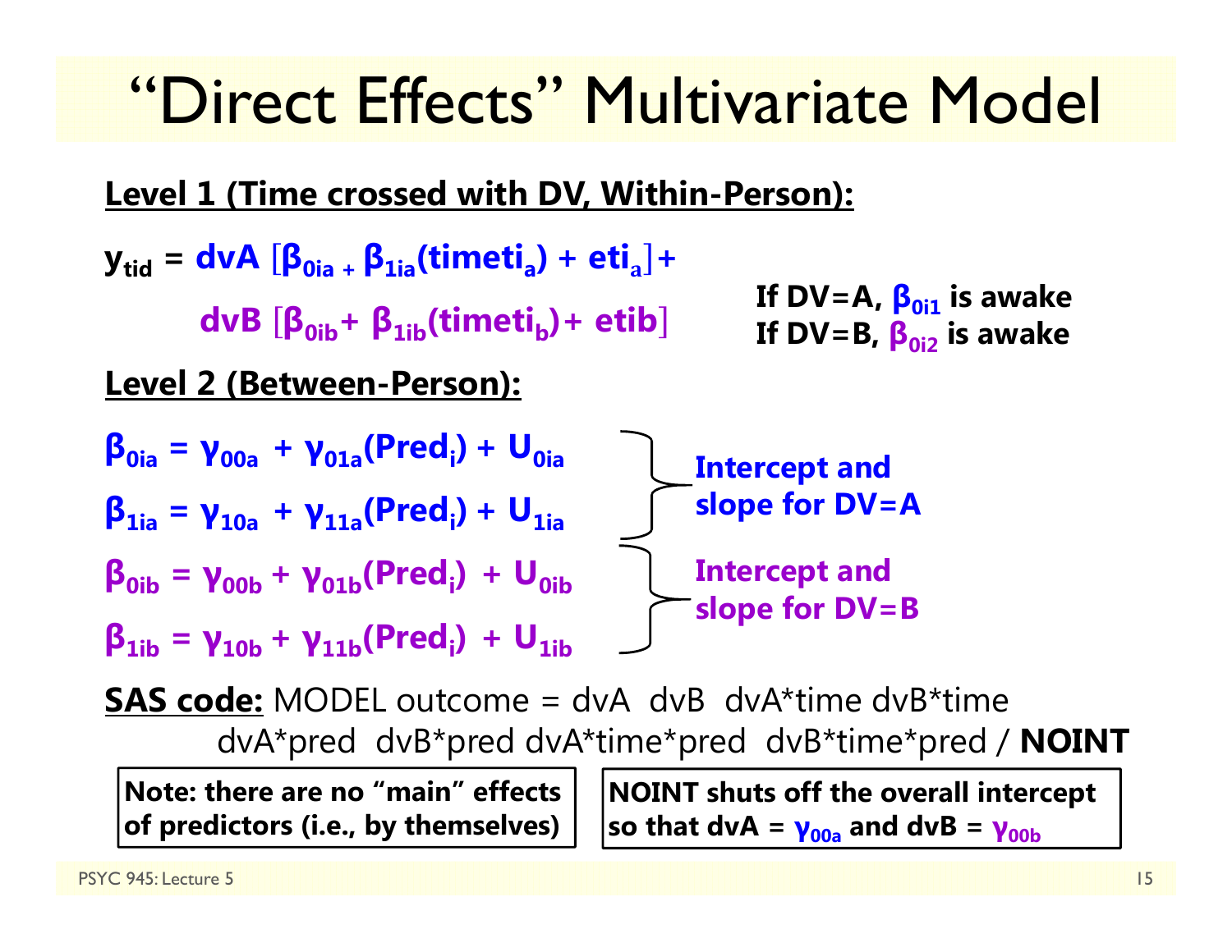# "Direct Effects" Multivariate Model

**Level 1 (Time crossed with DV, Within-Person):**

$$y_{tid} = dvA\,[\beta_{0ia} + \beta_{1ia}(time_{ti_a}) + e_{ti_a}] + dvB\,[\beta_{0ib} + \beta_{1ib}(time_{ti_b}) + e_{tib}]$$

**If DV=A, $\beta_{0i1}$ is awake**
**If DV=B, $\beta_{0i2}$ is awake**

**Level 2 (Between-Person):**

$$\beta_{0ia} = \gamma_{00a} + \gamma_{01a}(Pred_i) + U_{0ia}$$
$$\beta_{1ia} = \gamma_{10a} + \gamma_{11a}(Pred_i) + U_{1ia}$$

**Intercept and slope for DV=A**

$$\beta_{0ib} = \gamma_{00b} + \gamma_{01b}(Pred_i) + U_{0ib}$$
$$\beta_{1ib} = \gamma_{10b} + \gamma_{11b}(Pred_i) + U_{1ib}$$

**Intercept and slope for DV=B**

**SAS code:**

```
MODEL outcome = dvA  dvB  dvA*time dvB*time
      dvA*pred  dvB*pred dvA*time*pred  dvB*time*pred / NOINT
```

**Note: there are no "main" effects of predictors (i.e., by themselves)**

**NOINT shuts off the overall intercept so that dvA = $\gamma_{00a}$ and dvB = $\gamma_{00b}$**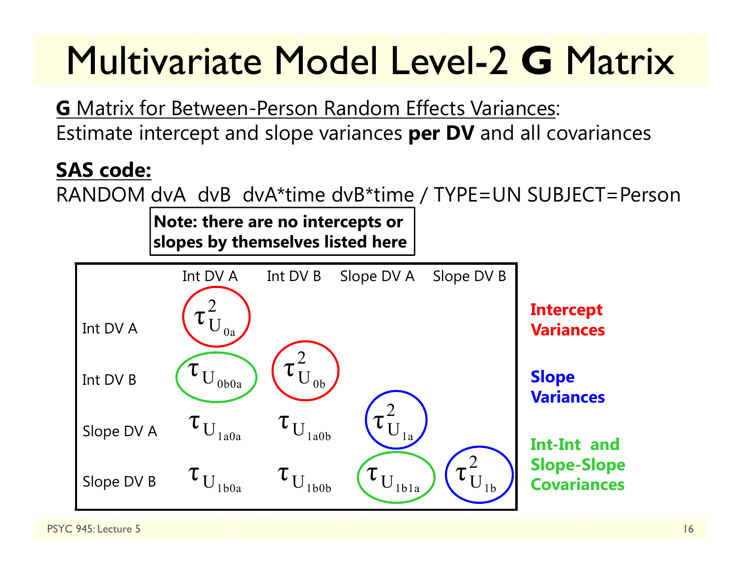# Multivariate Model Level-2 **G** Matrix

<u>**G** Matrix for Between-Person Random Effects Variances</u>:
Estimate intercept and slope variances **per DV** and all covariances

<u>**SAS code:**</u>

```
RANDOM dvA  dvB  dvA*time dvB*time / TYPE=UN SUBJECT=Person
```

**Note: there are no intercepts or slopes by themselves listed here**

| | Int DV A | Int DV B | Slope DV A | Slope DV B |
|---|---|---|---|---|
| Int DV A | $\tau^2_{U_{0a}}$ | | | |
| Int DV B | $\tau_{U_{0b0a}}$ | $\tau^2_{U_{0b}}$ | | |
| Slope DV A | $\tau_{U_{1a0a}}$ | $\tau_{U_{1a0b}}$ | $\tau^2_{U_{1a}}$ | |
| Slope DV B | $\tau_{U_{1b0a}}$ | $\tau_{U_{1b0b}}$ | $\tau_{U_{1b1a}}$ | $\tau^2_{U_{1b}}$ |

**Intercept Variances**

**Slope Variances**

**Int-Int and Slope-Slope Covariances**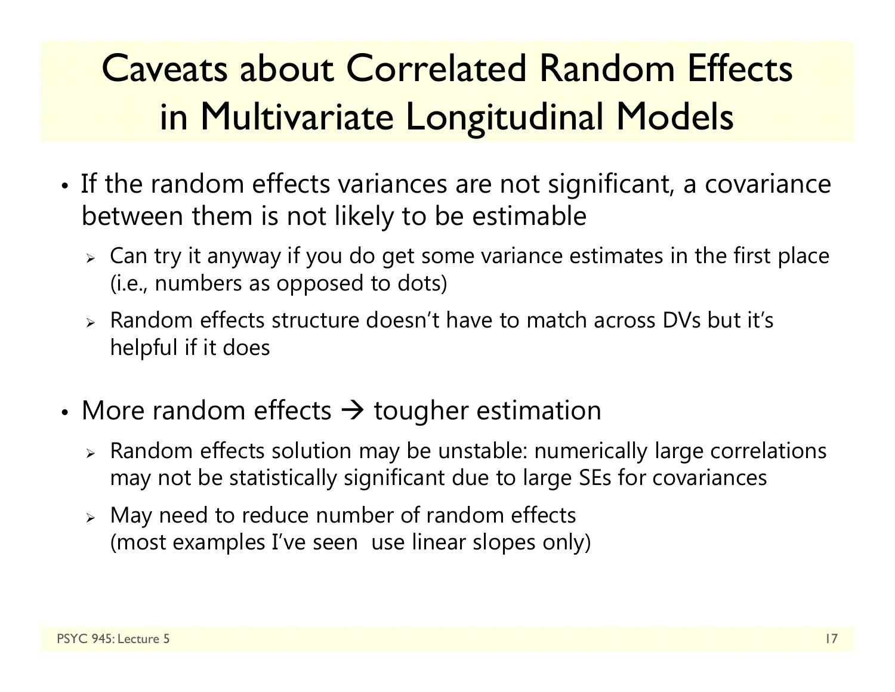# Caveats about Correlated Random Effects in Multivariate Longitudinal Models

- If the random effects variances are not significant, a covariance between them is not likely to be estimable
  - Can try it anyway if you do get some variance estimates in the first place (i.e., numbers as opposed to dots)
  - Random effects structure doesn't have to match across DVs but it's helpful if it does

- More random effects → tougher estimation
  - Random effects solution may be unstable: numerically large correlations may not be statistically significant due to large SEs for covariances
  - May need to reduce number of random effects (most examples I've seen use linear slopes only)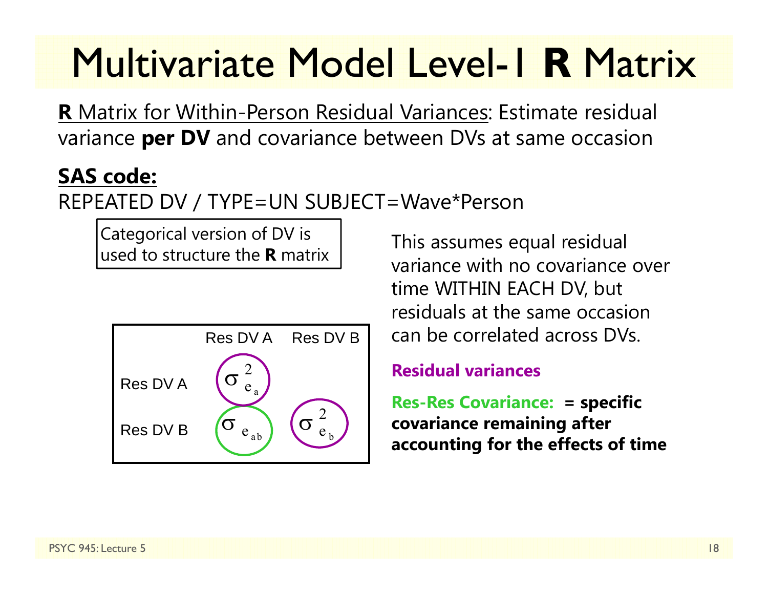# Multivariate Model Level-1 **R** Matrix

**R** Matrix for Within-Person Residual Variances: Estimate residual variance **per DV** and covariance between DVs at same occasion

**SAS code:**

```
REPEATED DV / TYPE=UN SUBJECT=Wave*Person
```

Categorical version of DV is used to structure the **R** matrix

|  | Res DV A | Res DV B |
|---|---|---|
| Res DV A | $\sigma^2_{e_a}$ |  |
| Res DV B | $\sigma_{e_{ab}}$ | $\sigma^2_{e_b}$ |

This assumes equal residual variance with no covariance over time WITHIN EACH DV, but residuals at the same occasion can be correlated across DVs.

**Residual variances**

**Res-Res Covariance: = specific covariance remaining after accounting for the effects of time**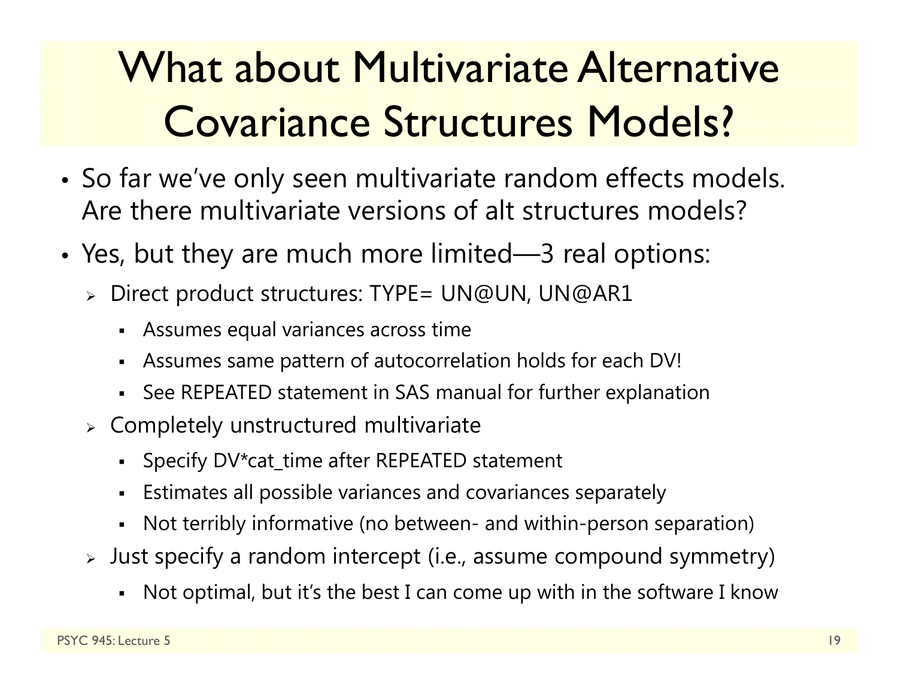# What about Multivariate Alternative Covariance Structures Models?

- So far we've only seen multivariate random effects models. Are there multivariate versions of alt structures models?
- Yes, but they are much more limited—3 real options:
  - Direct product structures: TYPE= UN@UN, UN@AR1
    - Assumes equal variances across time
    - Assumes same pattern of autocorrelation holds for each DV!
    - See REPEATED statement in SAS manual for further explanation
  - Completely unstructured multivariate
    - Specify DV*cat_time after REPEATED statement
    - Estimates all possible variances and covariances separately
    - Not terribly informative (no between- and within-person separation)
  - Just specify a random intercept (i.e., assume compound symmetry)
    - Not optimal, but it's the best I can come up with in the software I know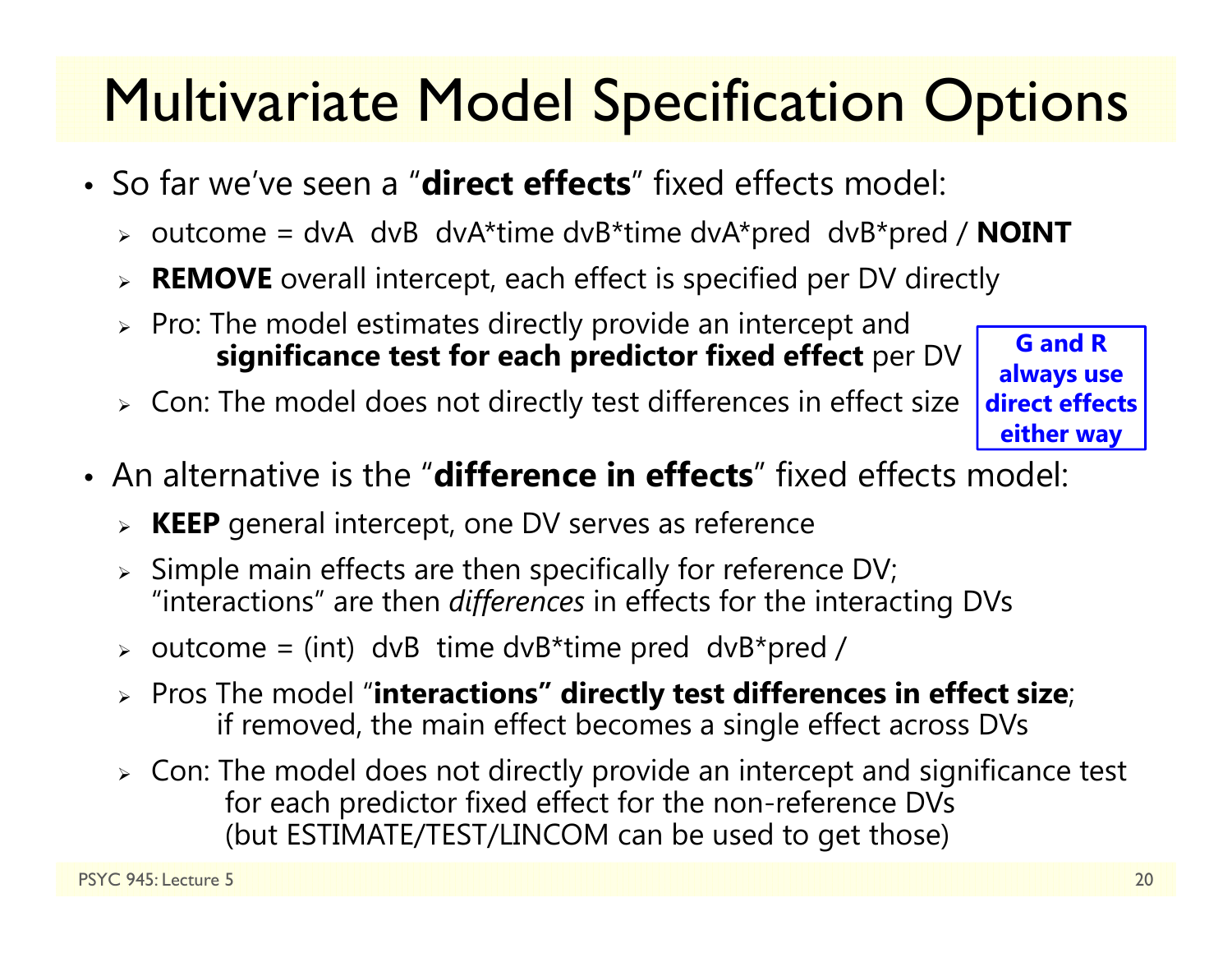# Multivariate Model Specification Options

- So far we've seen a "**direct effects**" fixed effects model:
  - outcome = dvA dvB dvA*time dvB*time dvA*pred dvB*pred / **NOINT**
  - **REMOVE** overall intercept, each effect is specified per DV directly
  - Pro: The model estimates directly provide an intercept and **significance test for each predictor fixed effect** per DV
  - Con: The model does not directly test differences in effect size

**G and R always use direct effects either way**

- An alternative is the "**difference in effects**" fixed effects model:
  - **KEEP** general intercept, one DV serves as reference
  - Simple main effects are then specifically for reference DV; "interactions" are then *differences* in effects for the interacting DVs
  - outcome = (int) dvB time dvB*time pred dvB*pred /
  - Pros The model "**interactions" directly test differences in effect size**; if removed, the main effect becomes a single effect across DVs
  - Con: The model does not directly provide an intercept and significance test for each predictor fixed effect for the non-reference DVs (but ESTIMATE/TEST/LINCOM can be used to get those)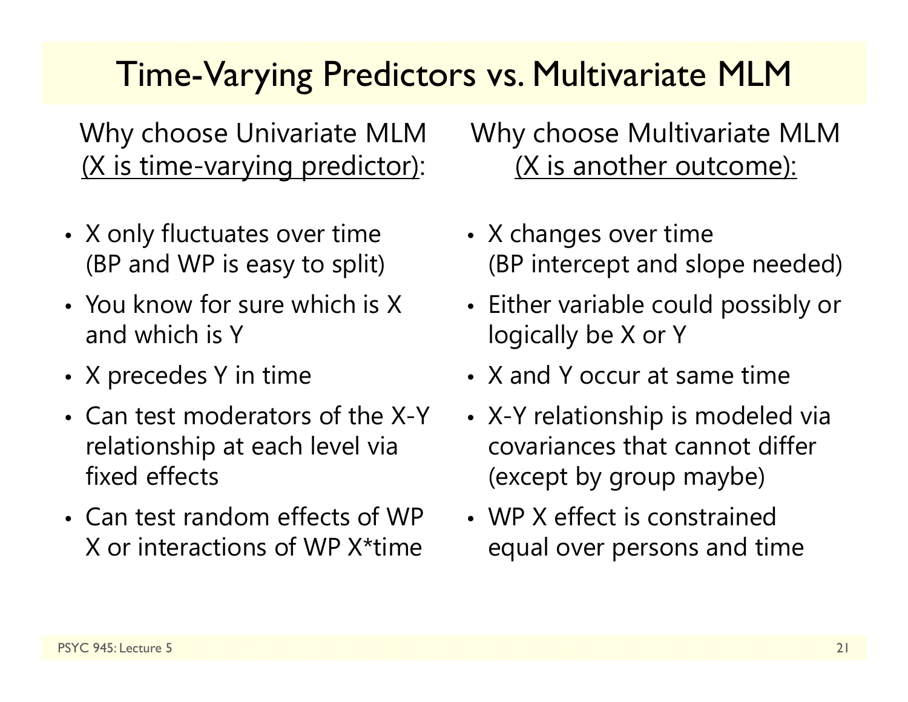# Time-Varying Predictors vs. Multivariate MLM

## Why choose Univariate MLM (X is time-varying predictor):

- X only fluctuates over time (BP and WP is easy to split)
- You know for sure which is X and which is Y
- X precedes Y in time
- Can test moderators of the X-Y relationship at each level via fixed effects
- Can test random effects of WP X or interactions of WP X*time

## Why choose Multivariate MLM (X is another outcome):

- X changes over time (BP intercept and slope needed)
- Either variable could possibly or logically be X or Y
- X and Y occur at same time
- X-Y relationship is modeled via covariances that cannot differ (except by group maybe)
- WP X effect is constrained equal over persons and time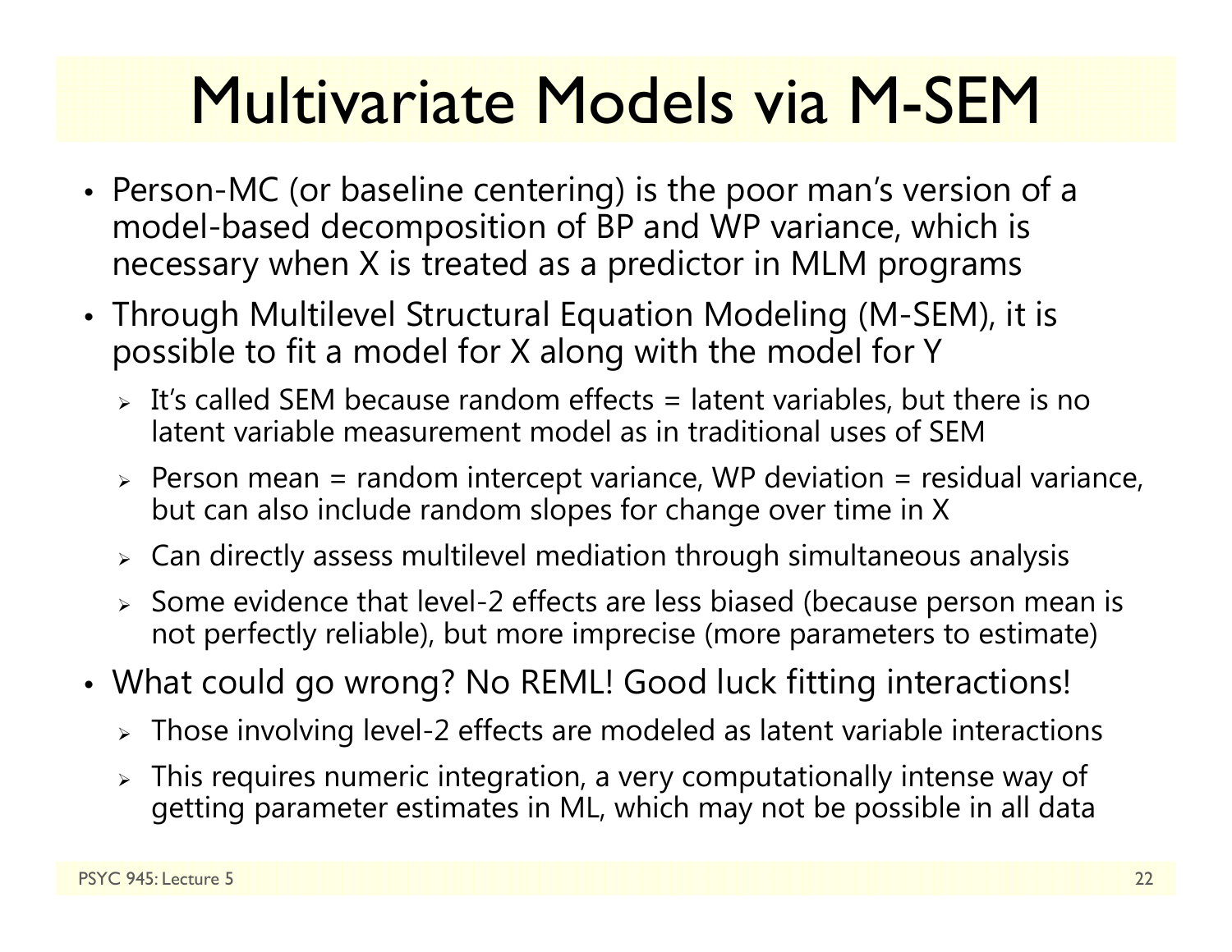# Multivariate Models via M-SEM

- Person-MC (or baseline centering) is the poor man's version of a model-based decomposition of BP and WP variance, which is necessary when X is treated as a predictor in MLM programs
- Through Multilevel Structural Equation Modeling (M-SEM), it is possible to fit a model for X along with the model for Y
  - It's called SEM because random effects = latent variables, but there is no latent variable measurement model as in traditional uses of SEM
  - Person mean = random intercept variance, WP deviation = residual variance, but can also include random slopes for change over time in X
  - Can directly assess multilevel mediation through simultaneous analysis
  - Some evidence that level-2 effects are less biased (because person mean is not perfectly reliable), but more imprecise (more parameters to estimate)
- What could go wrong? No REML! Good luck fitting interactions!
  - Those involving level-2 effects are modeled as latent variable interactions
  - This requires numeric integration, a very computationally intense way of getting parameter estimates in ML, which may not be possible in all data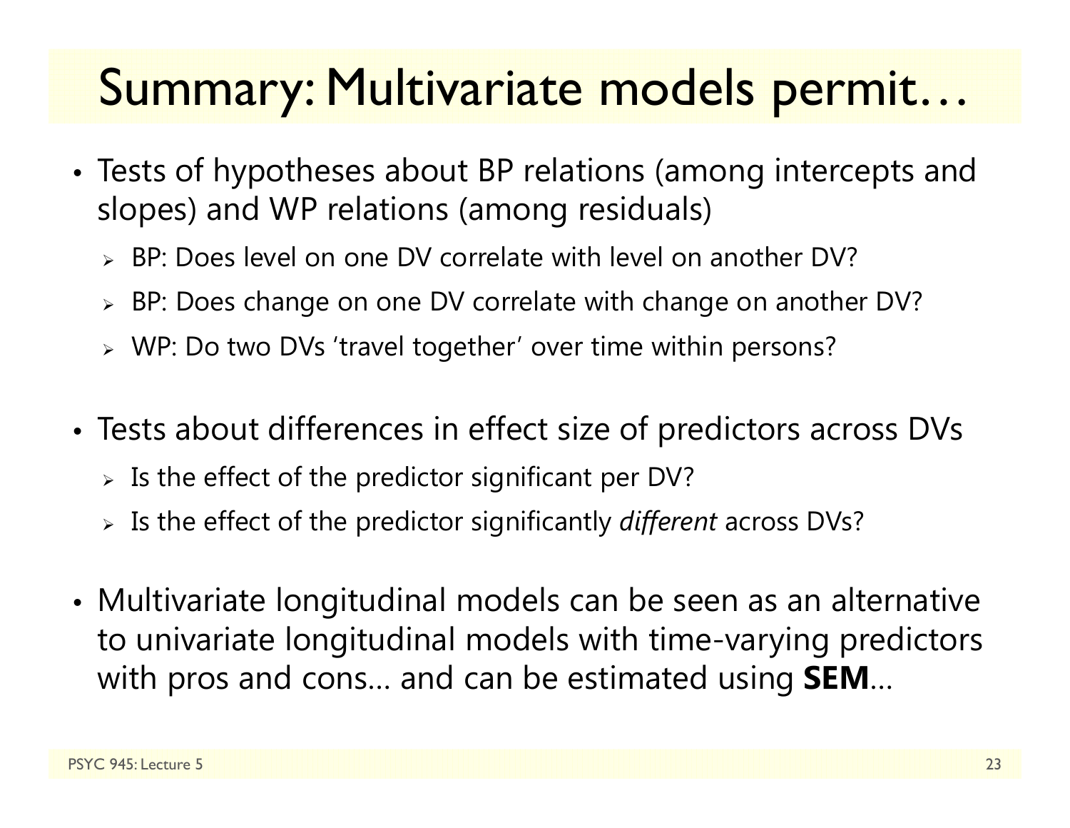# Summary: Multivariate models permit…

- Tests of hypotheses about BP relations (among intercepts and slopes) and WP relations (among residuals)
  - BP: Does level on one DV correlate with level on another DV?
  - BP: Does change on one DV correlate with change on another DV?
  - WP: Do two DVs 'travel together' over time within persons?

- Tests about differences in effect size of predictors across DVs
  - Is the effect of the predictor significant per DV?
  - Is the effect of the predictor significantly *different* across DVs?

- Multivariate longitudinal models can be seen as an alternative to univariate longitudinal models with time-varying predictors with pros and cons… and can be estimated using **SEM**…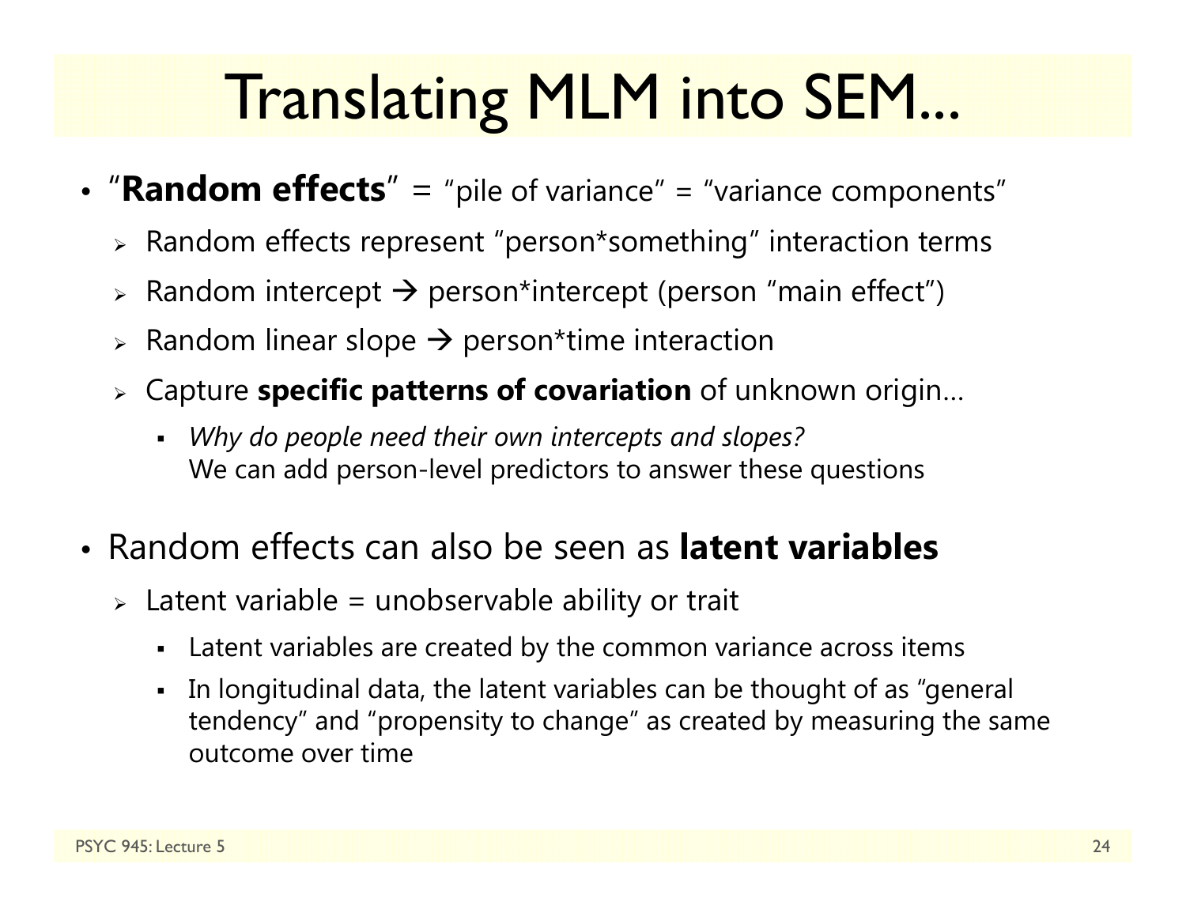# Translating MLM into SEM...

- "**Random effects**" = "pile of variance" = "variance components"
  - Random effects represent "person*something" interaction terms
  - Random intercept → person*intercept (person "main effect")
  - Random linear slope → person*time interaction
  - Capture **specific patterns of covariation** of unknown origin...
    - *Why do people need their own intercepts and slopes?*
      We can add person-level predictors to answer these questions

- Random effects can also be seen as **latent variables**
  - Latent variable = unobservable ability or trait
    - Latent variables are created by the common variance across items
    - In longitudinal data, the latent variables can be thought of as "general tendency" and "propensity to change" as created by measuring the same outcome over time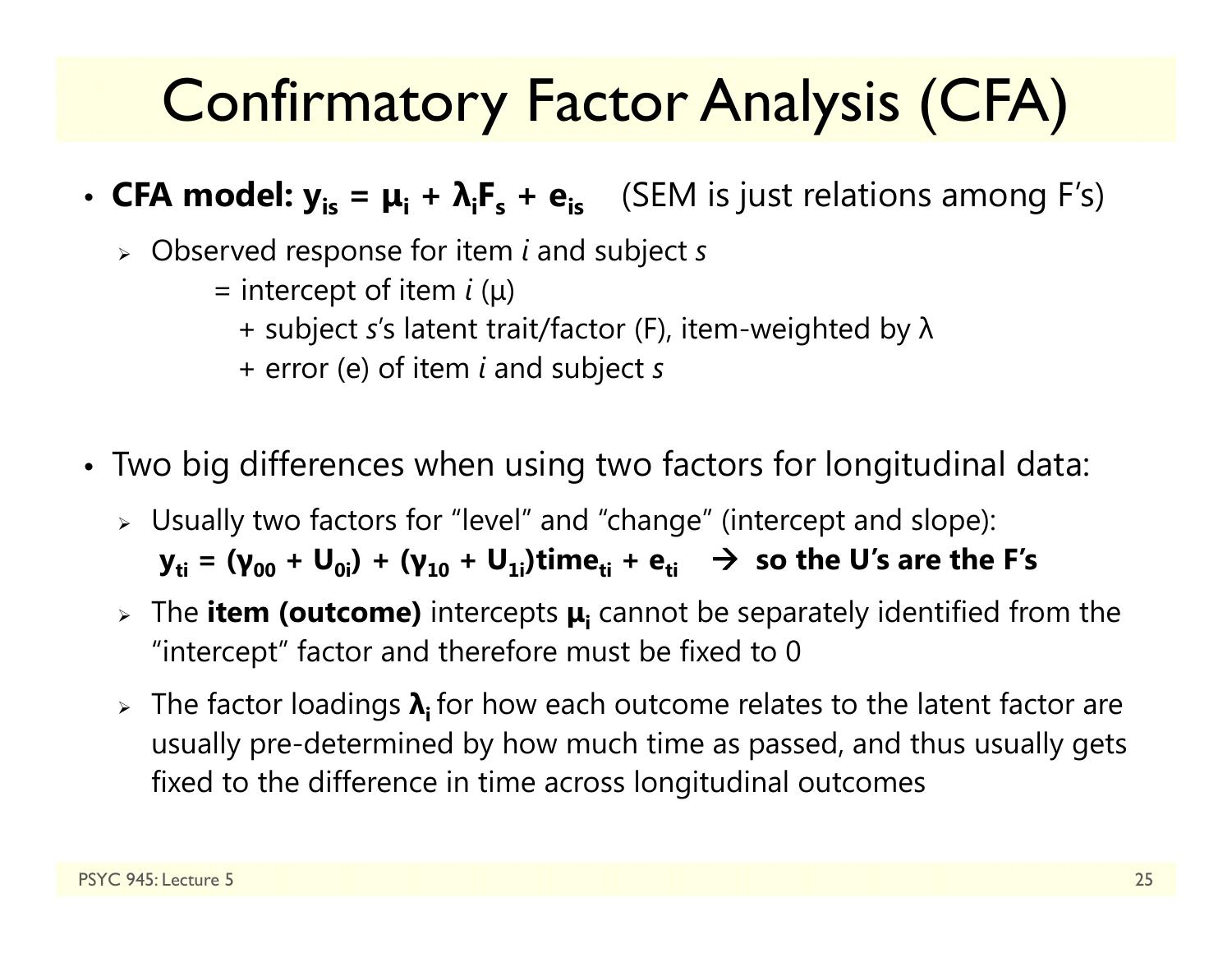# Confirmatory Factor Analysis (CFA)

- **CFA model:** $\mathbf{y_{is} = \mu_i + \lambda_i F_s + e_{is}}$ (SEM is just relations among F's)
  - Observed response for item *i* and subject *s*
    
    = intercept of item *i* (μ)
    
    \+ subject *s*'s latent trait/factor (F), item-weighted by λ
    
    \+ error (e) of item *i* and subject *s*

- Two big differences when using two factors for longitudinal data:
  - Usually two factors for "level" and "change" (intercept and slope):
    
    $\mathbf{y_{ti} = (\gamma_{00} + U_{0i}) + (\gamma_{10} + U_{1i})time_{ti} + e_{ti}}$ → **so the U's are the F's**
  - The **item (outcome)** intercepts $\boldsymbol{\mu_i}$ cannot be separately identified from the "intercept" factor and therefore must be fixed to 0
  - The factor loadings $\boldsymbol{\lambda_i}$ for how each outcome relates to the latent factor are usually pre-determined by how much time as passed, and thus usually gets fixed to the difference in time across longitudinal outcomes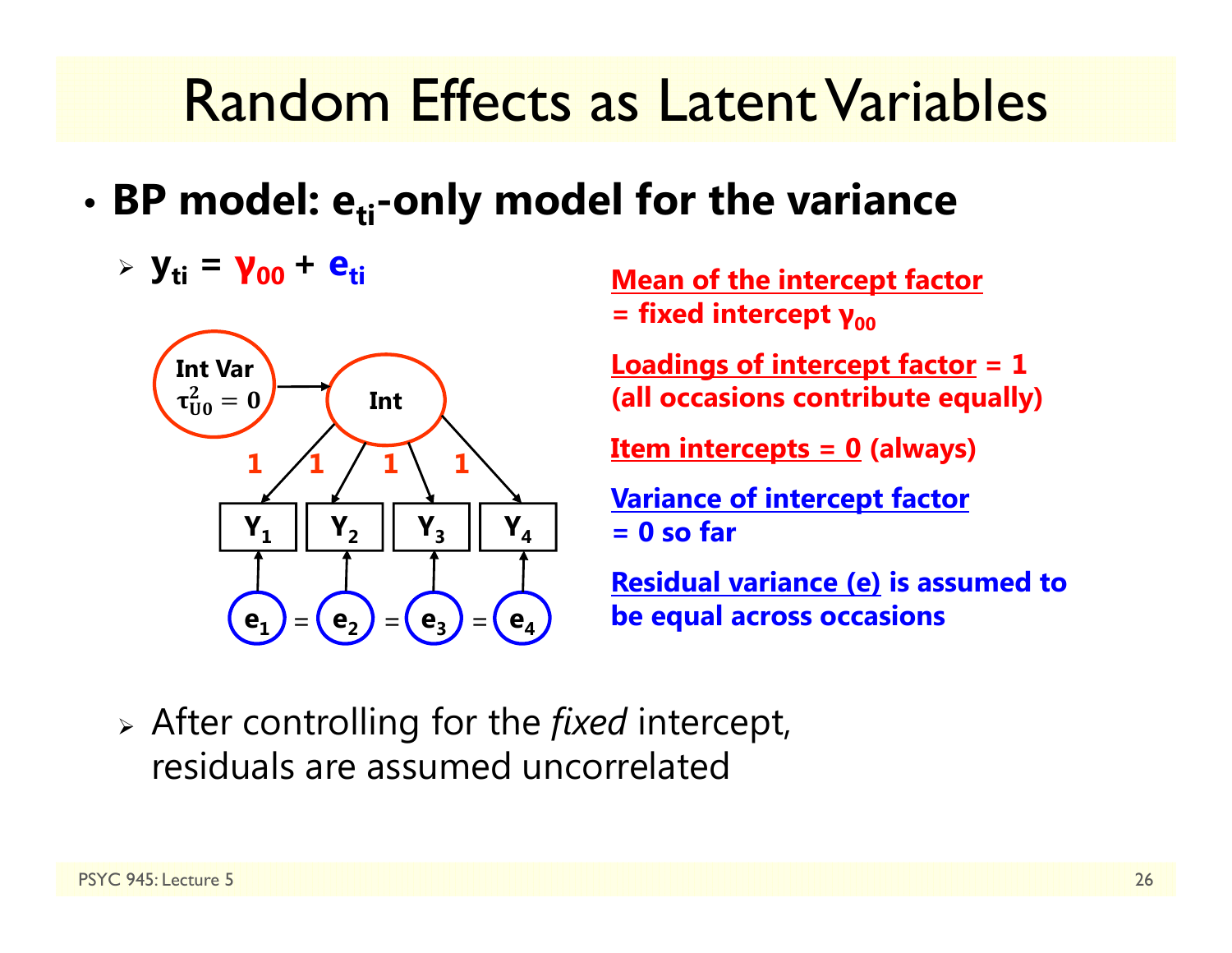# Random Effects as Latent Variables

- **BP model: $e_{ti}$-only model for the variance**
  - $y_{ti} = \gamma_{00} + e_{ti}$

Int Var $\tau^2_{U0} = 0$ → Int

Int → $Y_1$, $Y_2$, $Y_3$, $Y_4$ (loadings 1, 1, 1, 1)

$e_1 = e_2 = e_3 = e_4$

**Mean of the intercept factor = fixed intercept $\gamma_{00}$**

**Loadings of intercept factor = 1 (all occasions contribute equally)**

**Item intercepts = 0 (always)**

**Variance of intercept factor = 0 so far**

**Residual variance (e) is assumed to be equal across occasions**

  - After controlling for the *fixed* intercept, residuals are assumed uncorrelated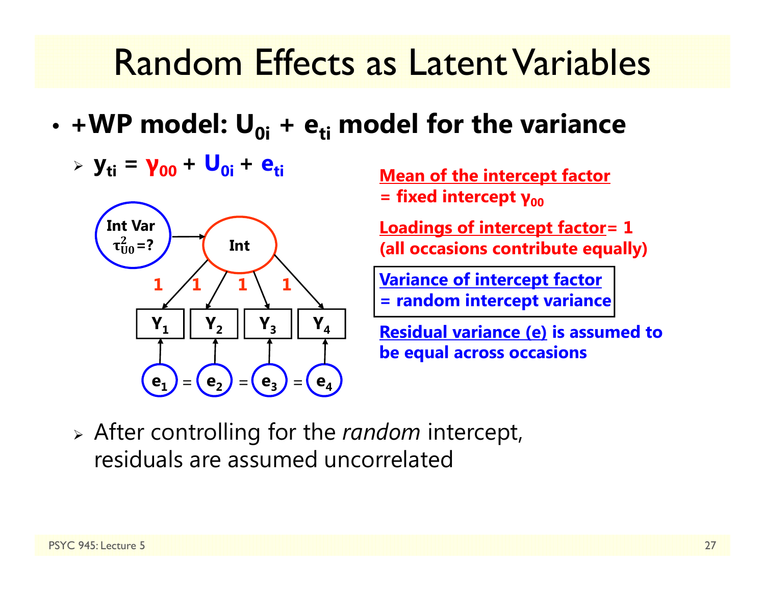# Random Effects as Latent Variables

- **+WP model: $U_{0i}$ + $e_{ti}$ model for the variance**
  - $y_{ti} = \gamma_{00} + U_{0i} + e_{ti}$

Int Var $\tau^2_{U0}$=?

Int

1 1 1 1

$Y_1$ $Y_2$ $Y_3$ $Y_4$

$e_1$ = $e_2$ = $e_3$ = $e_4$

**Mean of the intercept factor = fixed intercept $\gamma_{00}$**

**Loadings of intercept factor= 1 (all occasions contribute equally)**

**Variance of intercept factor = random intercept variance**

**Residual variance (e) is assumed to be equal across occasions**

  - After controlling for the *random* intercept, residuals are assumed uncorrelated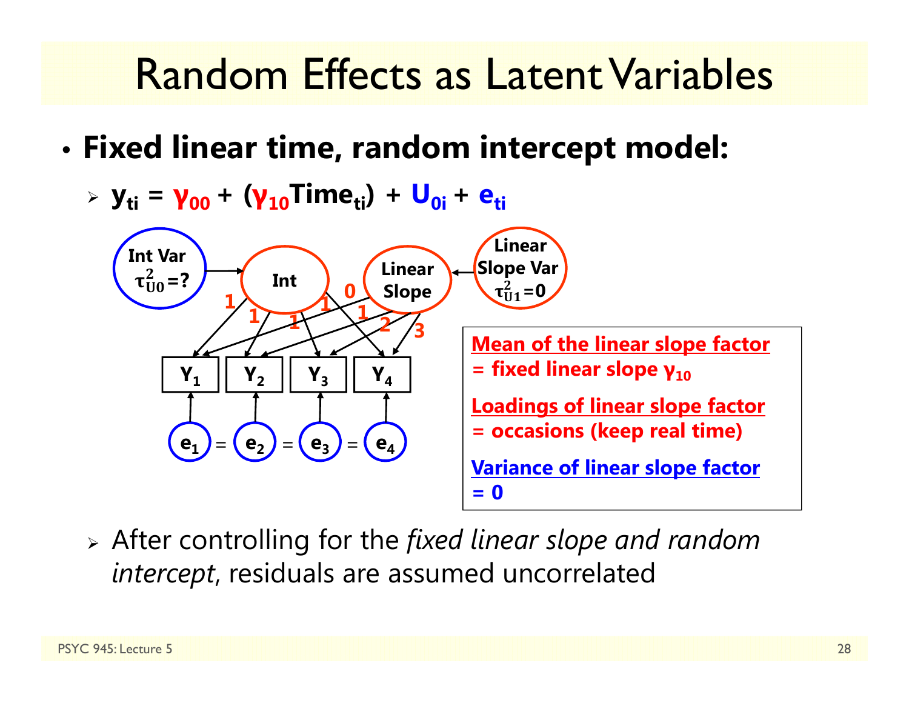# Random Effects as Latent Variables

- **Fixed linear time, random intercept model:**
  - $\mathbf{y_{ti} = \gamma_{00} + (\gamma_{10}Time_{ti}) + U_{0i} + e_{ti}}$

Int Var $\tau^2_{U0}$=?

Int

Linear Slope

Linear Slope Var $\tau^2_{U1}$=0

$Y_1$ $Y_2$ $Y_3$ $Y_4$

$e_1$ = $e_2$ = $e_3$ = $e_4$

**Mean of the linear slope factor = fixed linear slope $\gamma_{10}$**

**Loadings of linear slope factor = occasions (keep real time)**

**Variance of linear slope factor = 0**

  - After controlling for the *fixed linear slope and random intercept*, residuals are assumed uncorrelated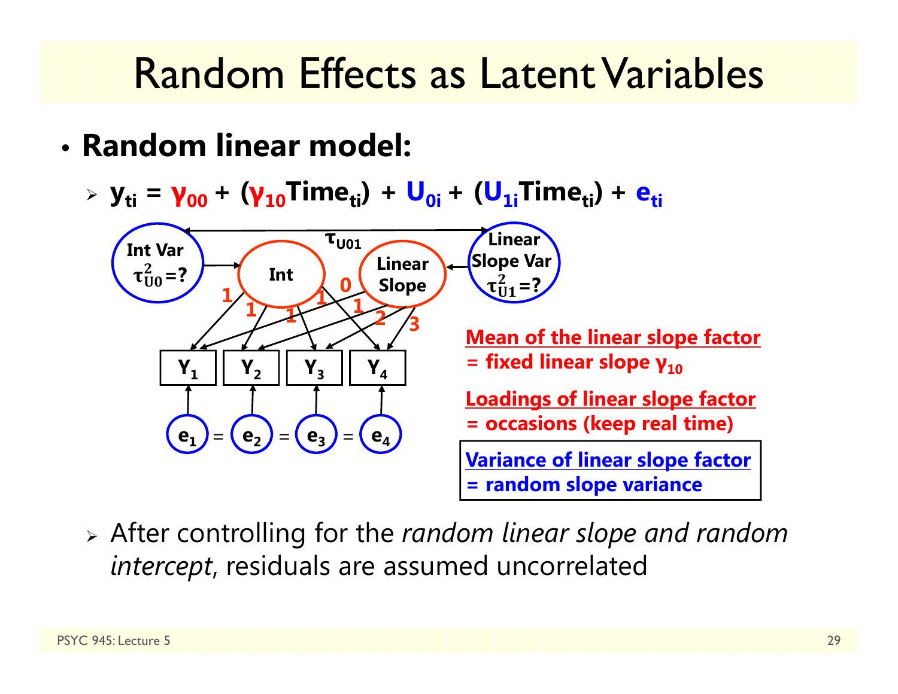# Random Effects as Latent Variables

- **Random linear model:**
  - $\mathbf{y_{ti} = \gamma_{00} + (\gamma_{10}Time_{ti}) + U_{0i} + (U_{1i}Time_{ti}) + e_{ti}}$

**Int Var $\tau^2_{U0}$=?**

**Int**

**Linear Slope**

**Linear Slope Var $\tau^2_{U1}$=?**

$\tau_{U01}$

**$Y_1$** **$Y_2$** **$Y_3$** **$Y_4$**

**$e_1$** = **$e_2$** = **$e_3$** = **$e_4$**

**Mean of the linear slope factor = fixed linear slope $\gamma_{10}$**

**Loadings of linear slope factor = occasions (keep real time)**

**Variance of linear slope factor = random slope variance**

  - After controlling for the *random linear slope and random intercept*, residuals are assumed uncorrelated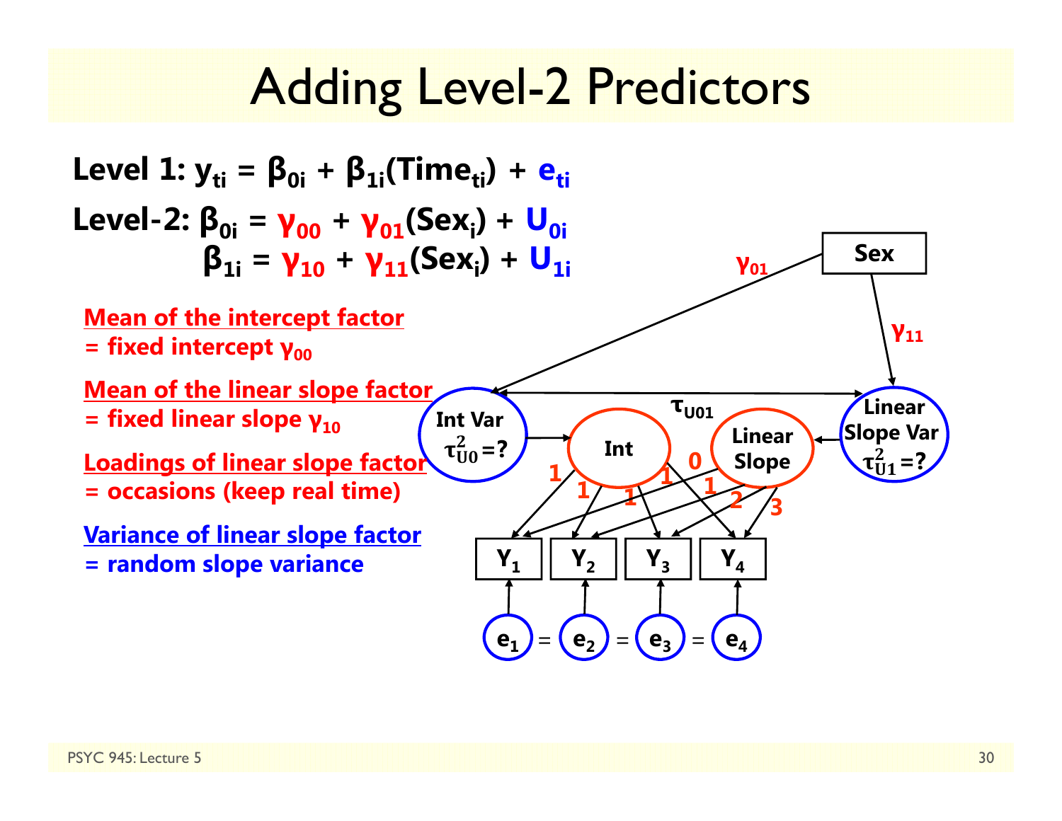# Adding Level-2 Predictors

**Level 1:** $y_{ti} = \beta_{0i} + \beta_{1i}(Time_{ti}) + e_{ti}$

**Level-2:** $\beta_{0i} = \gamma_{00} + \gamma_{01}(Sex_i) + U_{0i}$

$\beta_{1i} = \gamma_{10} + \gamma_{11}(Sex_i) + U_{1i}$

**Mean of the intercept factor**
**= fixed intercept $\gamma_{00}$**

**Mean of the linear slope factor**
**= fixed linear slope $\gamma_{10}$**

**Loadings of linear slope factor**
**= occasions (keep real time)**

**Variance of linear slope factor**
**= random slope variance**

Sex; $\gamma_{01}$; $\gamma_{11}$; $\tau_{U01}$; Int Var $\tau^2_{U0}$=?; Int; Linear Slope; Linear Slope Var $\tau^2_{U1}$=?; 1, 1, 1, 1; 0, 1, 2, 3; $Y_1$, $Y_2$, $Y_3$, $Y_4$; $e_1$ = $e_2$ = $e_3$ = $e_4$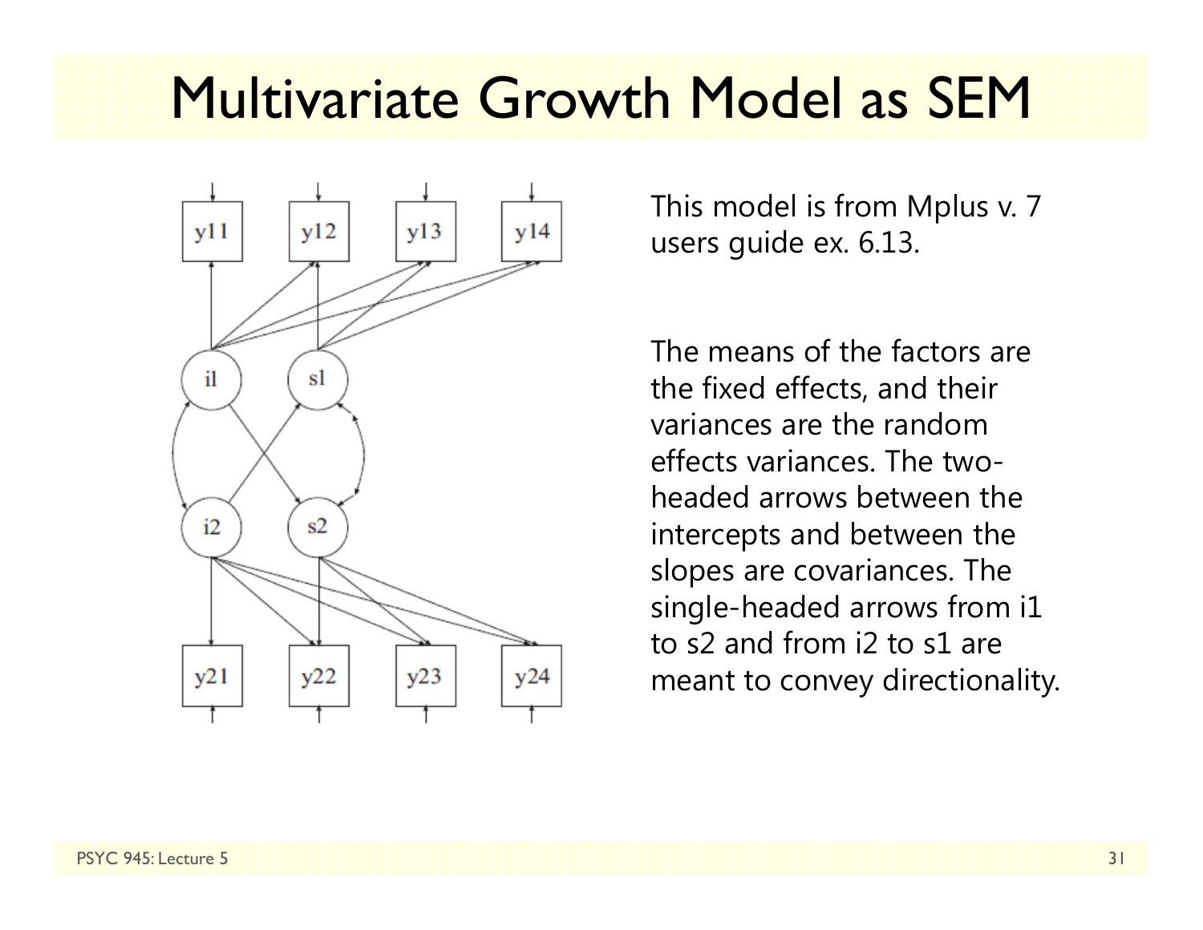# Multivariate Growth Model as SEM

This model is from Mplus v. 7 users guide ex. 6.13.

The means of the factors are the fixed effects, and their variances are the random effects variances. The two-headed arrows between the intercepts and between the slopes are covariances. The single-headed arrows from i1 to s2 and from i2 to s1 are meant to convey directionality.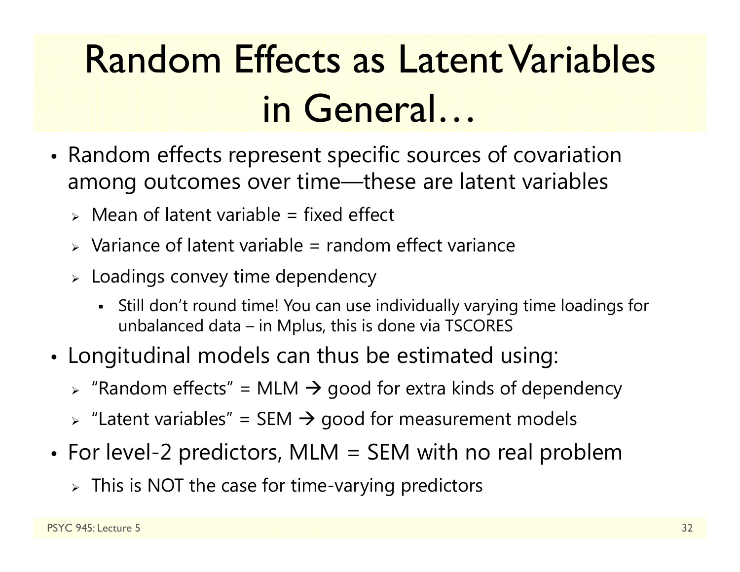# Random Effects as Latent Variables in General…

- Random effects represent specific sources of covariation among outcomes over time—these are latent variables
  - Mean of latent variable = fixed effect
  - Variance of latent variable = random effect variance
  - Loadings convey time dependency
    - Still don't round time! You can use individually varying time loadings for unbalanced data – in Mplus, this is done via TSCORES
- Longitudinal models can thus be estimated using:
  - "Random effects" = MLM → good for extra kinds of dependency
  - "Latent variables" = SEM → good for measurement models
- For level-2 predictors, MLM = SEM with no real problem
  - This is NOT the case for time-varying predictors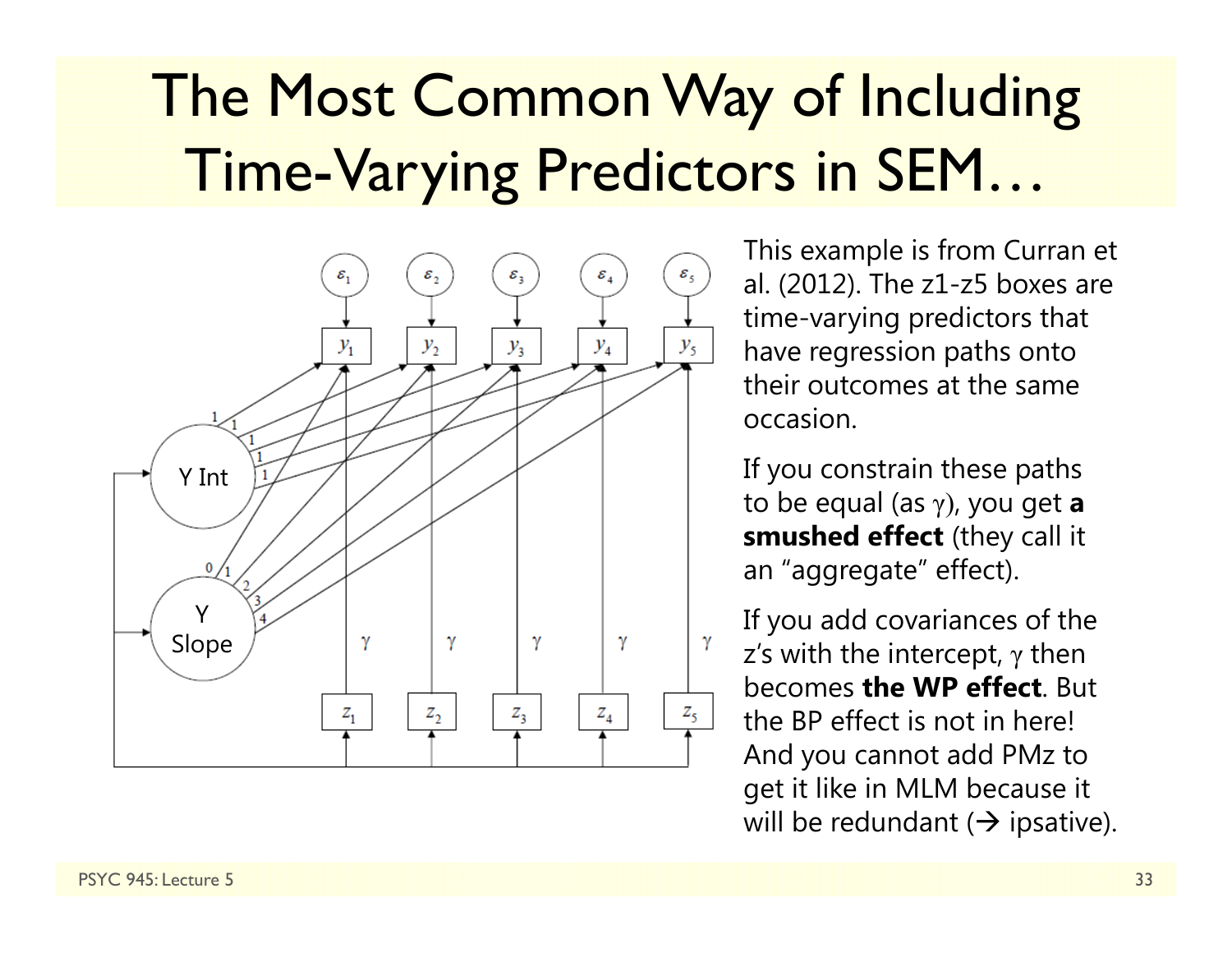# The Most Common Way of Including Time-Varying Predictors in SEM…

This example is from Curran et al. (2012). The z1-z5 boxes are time-varying predictors that have regression paths onto their outcomes at the same occasion.

If you constrain these paths to be equal (as $\gamma$), you get **a smushed effect** (they call it an "aggregate" effect).

If you add covariances of the z's with the intercept, $\gamma$ then becomes **the WP effect**. But the BP effect is not in here! And you cannot add PMz to get it like in MLM because it will be redundant (→ ipsative).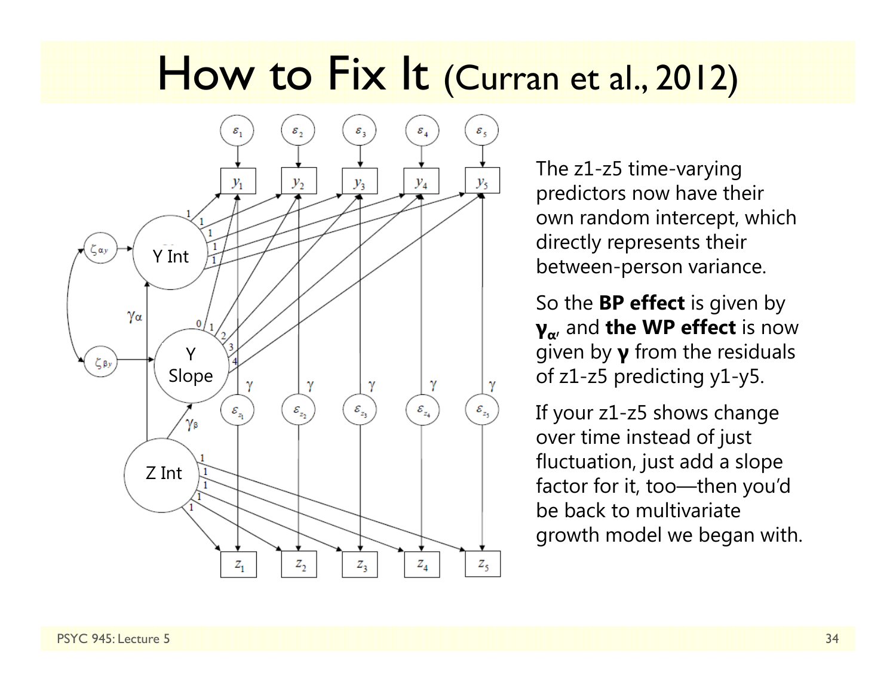# How to Fix It (Curran et al., 2012)

The z1-z5 time-varying predictors now have their own random intercept, which directly represents their between-person variance.

So the **BP effect** is given by **$\gamma_\alpha$**, and **the WP effect** is now given by **$\gamma$** from the residuals of z1-z5 predicting y1-y5.

If your z1-z5 shows change over time instead of just fluctuation, just add a slope factor for it, too—then you'd be back to multivariate growth model we began with.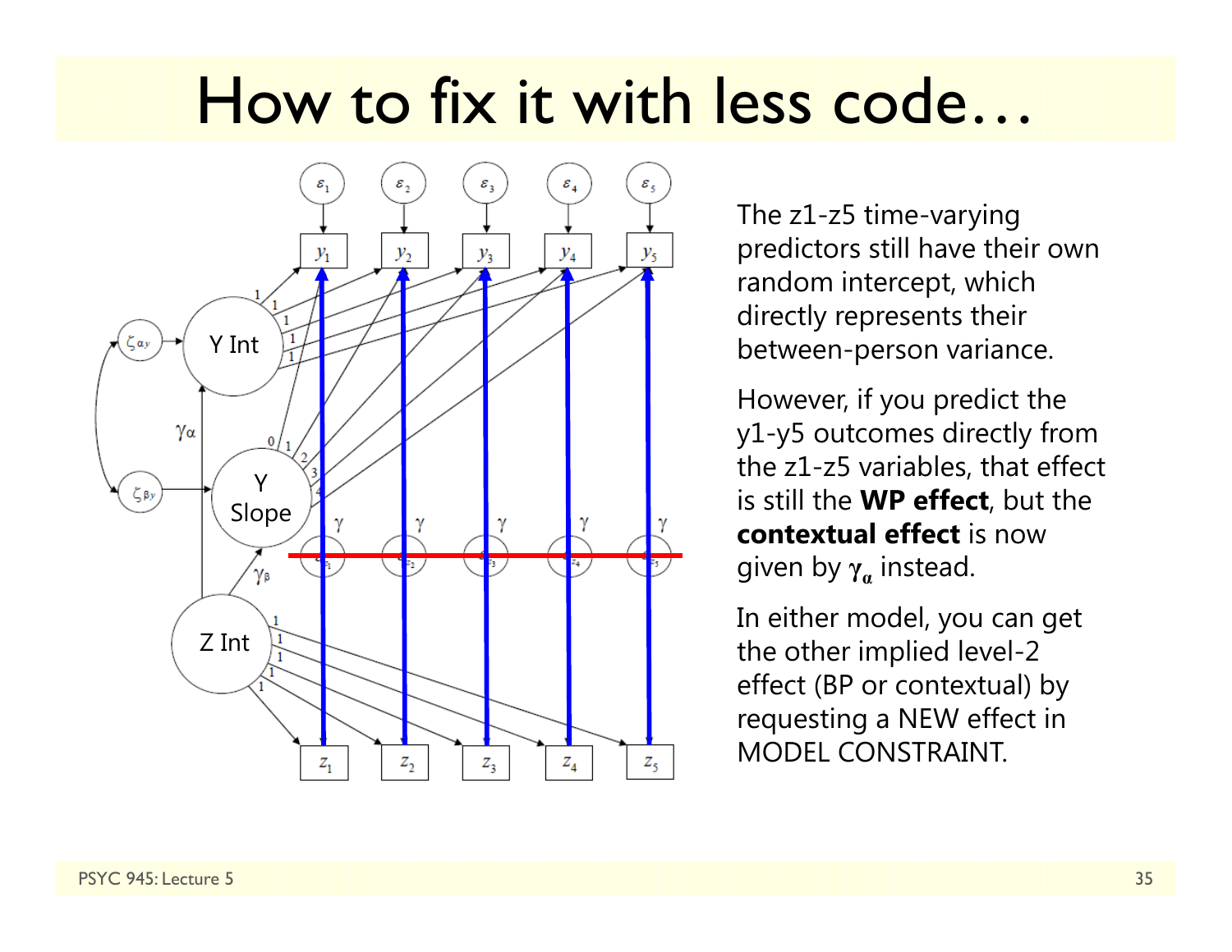# How to fix it with less code…

The z1-z5 time-varying predictors still have their own random intercept, which directly represents their between-person variance.

However, if you predict the y1-y5 outcomes directly from the z1-z5 variables, that effect is still the **WP effect**, but the **contextual effect** is now given by $\boldsymbol{\gamma_\alpha}$ instead.

In either model, you can get the other implied level-2 effect (BP or contextual) by requesting a NEW effect in MODEL CONSTRAINT.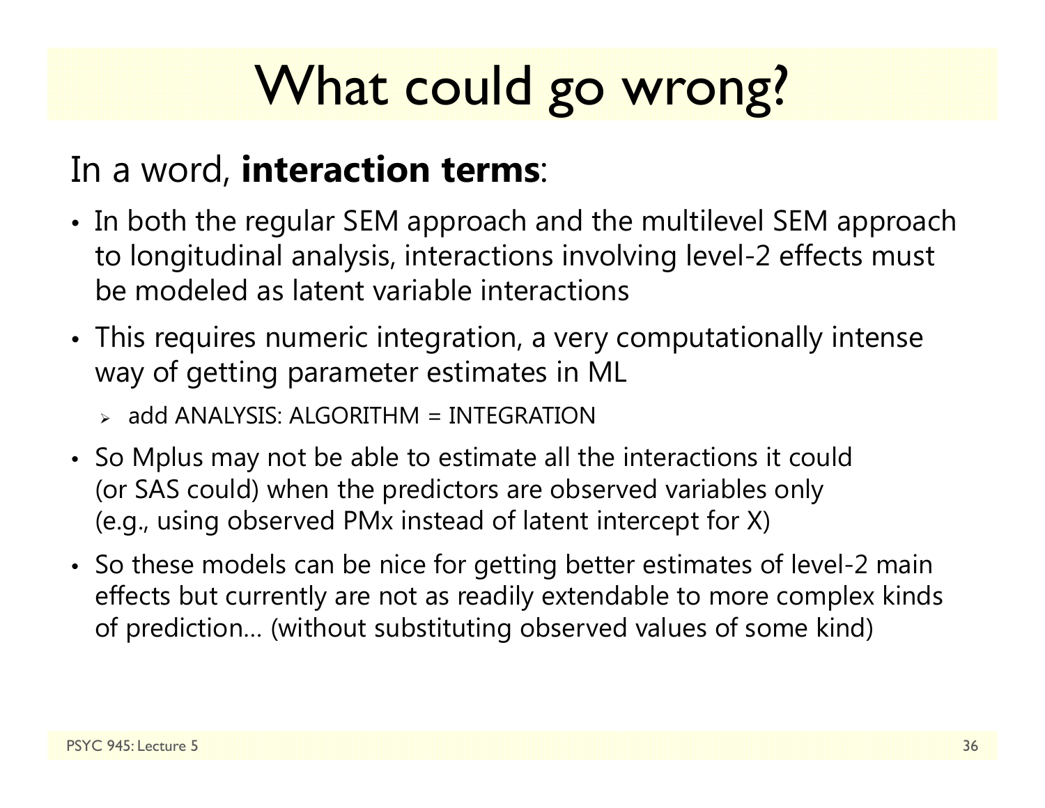# What could go wrong?

In a word, **interaction terms**:

- In both the regular SEM approach and the multilevel SEM approach to longitudinal analysis, interactions involving level-2 effects must be modeled as latent variable interactions
- This requires numeric integration, a very computationally intense way of getting parameter estimates in ML
  - add ANALYSIS: ALGORITHM = INTEGRATION
- So Mplus may not be able to estimate all the interactions it could (or SAS could) when the predictors are observed variables only (e.g., using observed PMx instead of latent intercept for X)
- So these models can be nice for getting better estimates of level-2 main effects but currently are not as readily extendable to more complex kinds of prediction… (without substituting observed values of some kind)